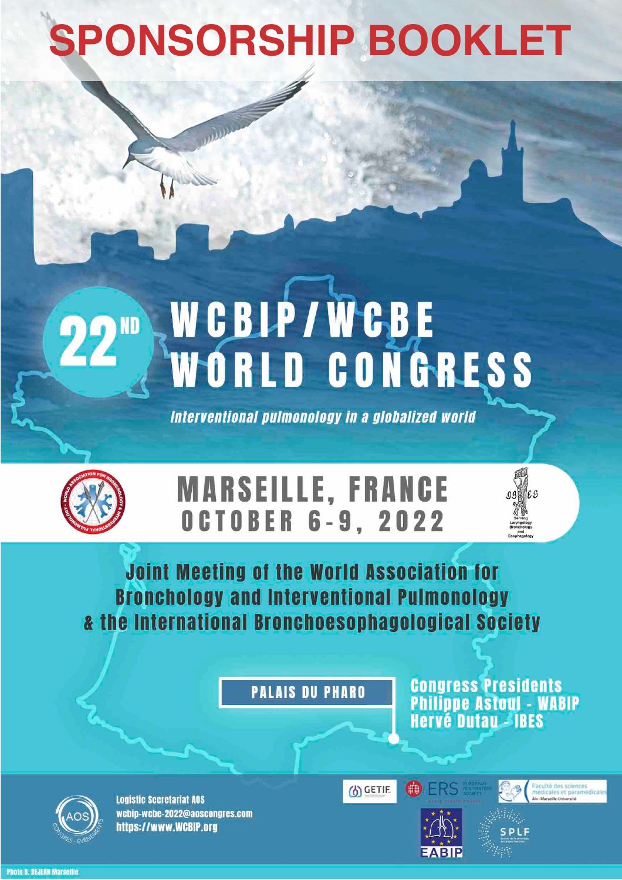# SPONSORSHIP BOOKLET

# 22ND WCBIP/WCBE WORLD CONGRESS

*Interventional pulmonology in a globalized world*

## MARSEILLE, FRANCE
## OCTOBER 6-9, 2022

Joint Meeting of the World Association for Bronchology and Interventional Pulmonology & the International Bronchoesophagological Society

PALAIS DU PHARO

Congress Presidents
Philippe Astoul - WABIP
Hervé Dutau - IBES

Logistic Secretariat AOS
wcbip-wcbe-2022@aoscongres.com
https://www.WCBIP.org

Photo B. DEJEAN Marseille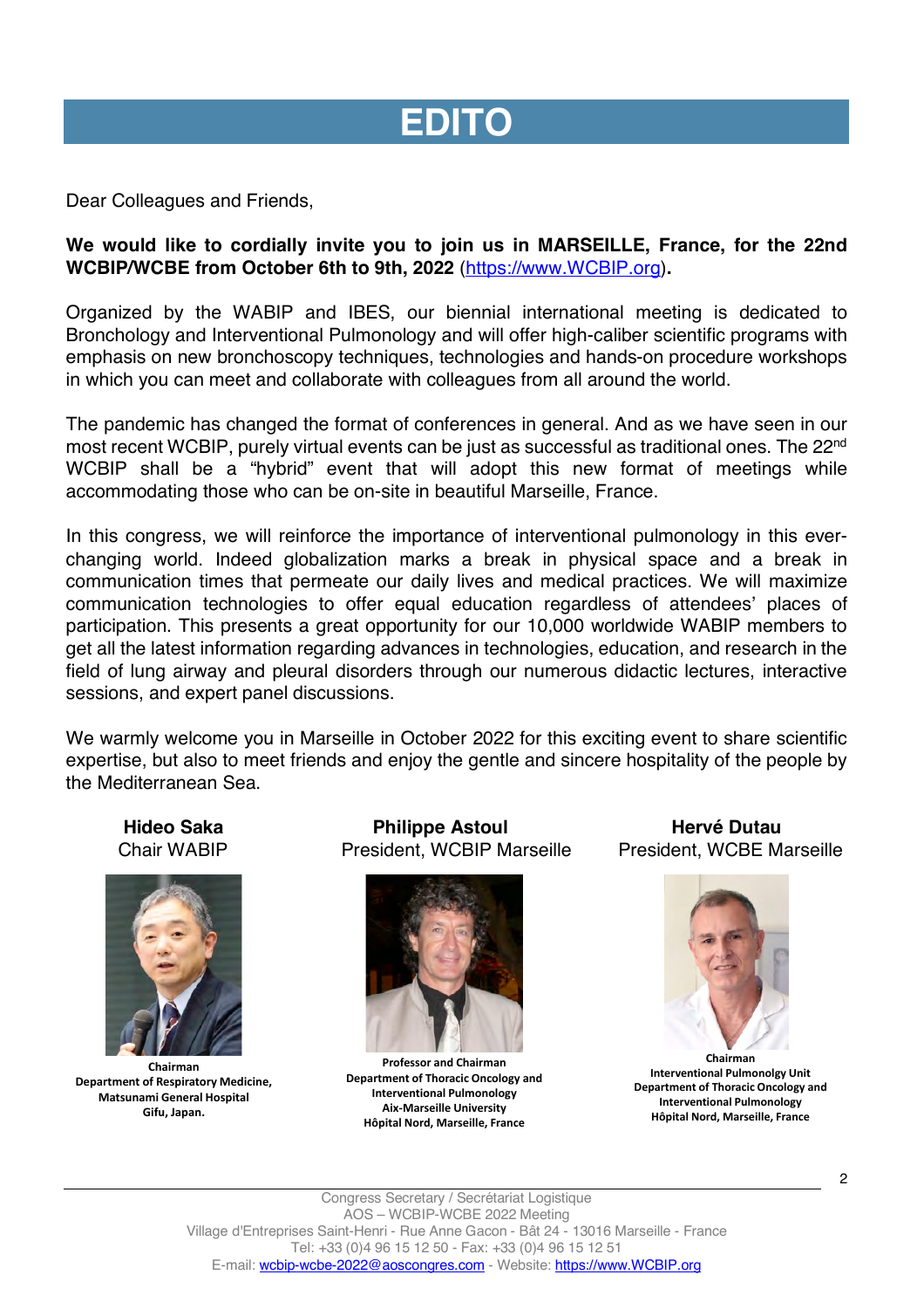# EDITO

Dear Colleagues and Friends,

**We would like to cordially invite you to join us in MARSEILLE, France, for the 22nd WCBIP/WCBE from October 6th to 9th, 2022** (https://www.WCBIP.org)**.**

Organized by the WABIP and IBES, our biennial international meeting is dedicated to Bronchology and Interventional Pulmonology and will offer high-caliber scientific programs with emphasis on new bronchoscopy techniques, technologies and hands-on procedure workshops in which you can meet and collaborate with colleagues from all around the world.

The pandemic has changed the format of conferences in general. And as we have seen in our most recent WCBIP, purely virtual events can be just as successful as traditional ones. The 22nd WCBIP shall be a "hybrid" event that will adopt this new format of meetings while accommodating those who can be on-site in beautiful Marseille, France.

In this congress, we will reinforce the importance of interventional pulmonology in this ever-changing world. Indeed globalization marks a break in physical space and a break in communication times that permeate our daily lives and medical practices. We will maximize communication technologies to offer equal education regardless of attendees' places of participation. This presents a great opportunity for our 10,000 worldwide WABIP members to get all the latest information regarding advances in technologies, education, and research in the field of lung airway and pleural disorders through our numerous didactic lectures, interactive sessions, and expert panel discussions.

We warmly welcome you in Marseille in October 2022 for this exciting event to share scientific expertise, but also to meet friends and enjoy the gentle and sincere hospitality of the people by the Mediterranean Sea.

**Hideo Saka**
Chair WABIP

**Chairman**
**Department of Respiratory Medicine,**
**Matsunami General Hospital**
**Gifu, Japan.**

**Philippe Astoul**
President, WCBIP Marseille

**Professor and Chairman**
**Department of Thoracic Oncology and Interventional Pulmonology**
**Aix-Marseille University**
**Hôpital Nord, Marseille, France**

**Hervé Dutau**
President, WCBE Marseille

**Chairman**
**Interventional Pulmonolgy Unit**
**Department of Thoracic Oncology and Interventional Pulmonology**
**Hôpital Nord, Marseille, France**

Congress Secretary / Secrétariat Logistique
AOS – WCBIP-WCBE 2022 Meeting
Village d'Entreprises Saint-Henri - Rue Anne Gacon - Bât 24 - 13016 Marseille - France
Tel: +33 (0)4 96 15 12 50 - Fax: +33 (0)4 96 15 12 51
E-mail: wcbip-wcbe-2022@aoscongres.com - Website: https://www.WCBIP.org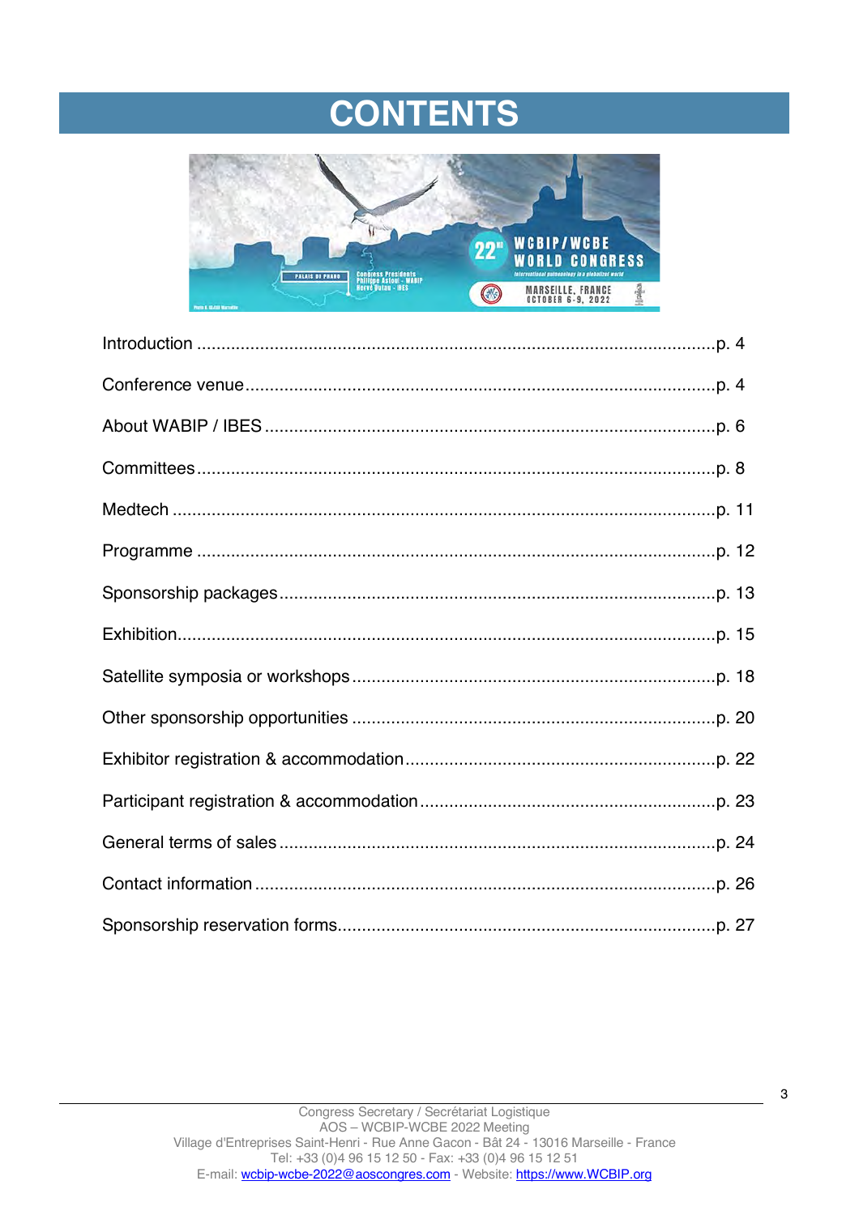# CONTENTS

Introduction ............................................................................................................p. 4

Conference venue.....................................................................................................p. 4

About WABIP / IBES ................................................................................................p. 6

Committees..............................................................................................................p. 8

Medtech ...................................................................................................................p. 11

Programme ..............................................................................................................p. 12

Sponsorship packages.............................................................................................p. 13

Exhibition..................................................................................................................p. 15

Satellite symposia or workshops ..............................................................................p. 18

Other sponsorship opportunities ..............................................................................p. 20

Exhibitor registration & accommodation...................................................................p. 22

Participant registration & accommodation................................................................p. 23

General terms of sales .............................................................................................p. 24

Contact information ..................................................................................................p. 26

Sponsorship reservation forms.................................................................................p. 27

Congress Secretary / Secrétariat Logistique
AOS – WCBIP-WCBE 2022 Meeting
Village d'Entreprises Saint-Henri - Rue Anne Gacon - Bât 24 - 13016 Marseille - France
Tel: +33 (0)4 96 15 12 50 - Fax: +33 (0)4 96 15 12 51
E-mail: wcbip-wcbe-2022@aoscongres.com - Website: https://www.WCBIP.org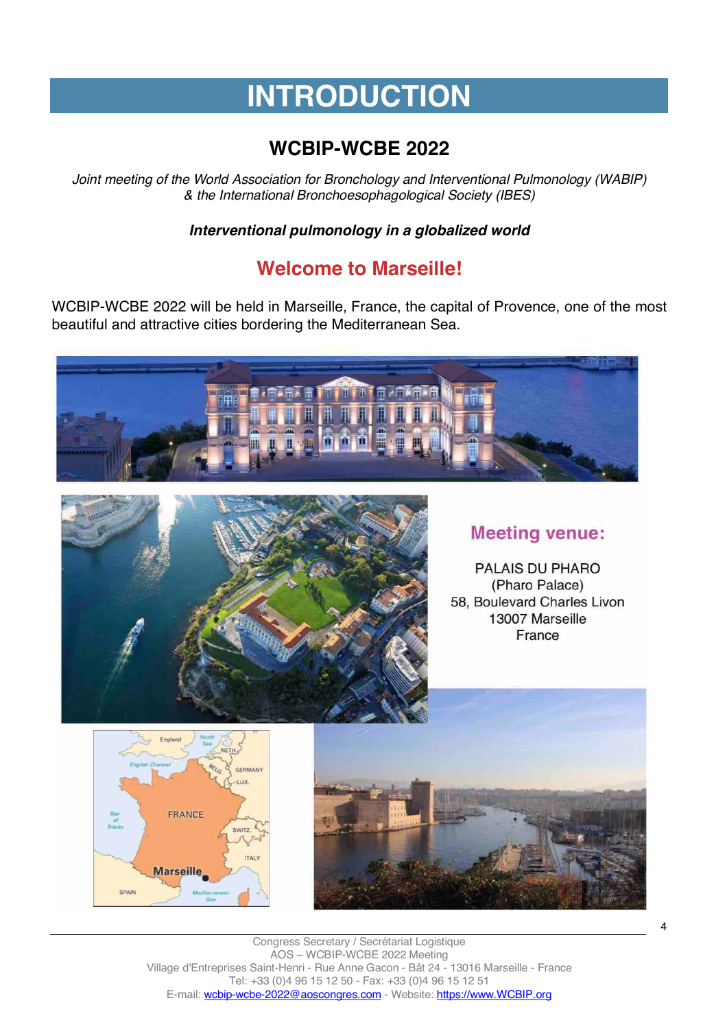# INTRODUCTION

## WCBIP-WCBE 2022

*Joint meeting of the World Association for Bronchology and Interventional Pulmonology (WABIP) & the International Bronchoesophagological Society (IBES)*

***Interventional pulmonology in a globalized world***

## Welcome to Marseille!

WCBIP-WCBE 2022 will be held in Marseille, France, the capital of Provence, one of the most beautiful and attractive cities bordering the Mediterranean Sea.

### Meeting venue:

PALAIS DU PHARO
(Pharo Palace)
58, Boulevard Charles Livon
13007 Marseille
France

Congress Secretary / Secrétariat Logistique
AOS – WCBIP-WCBE 2022 Meeting
Village d'Entreprises Saint-Henri - Rue Anne Gacon - Bât 24 - 13016 Marseille - France
Tel: +33 (0)4 96 15 12 50 - Fax: +33 (0)4 96 15 12 51
E-mail: wcbip-wcbe-2022@aoscongres.com - Website: https://www.WCBIP.org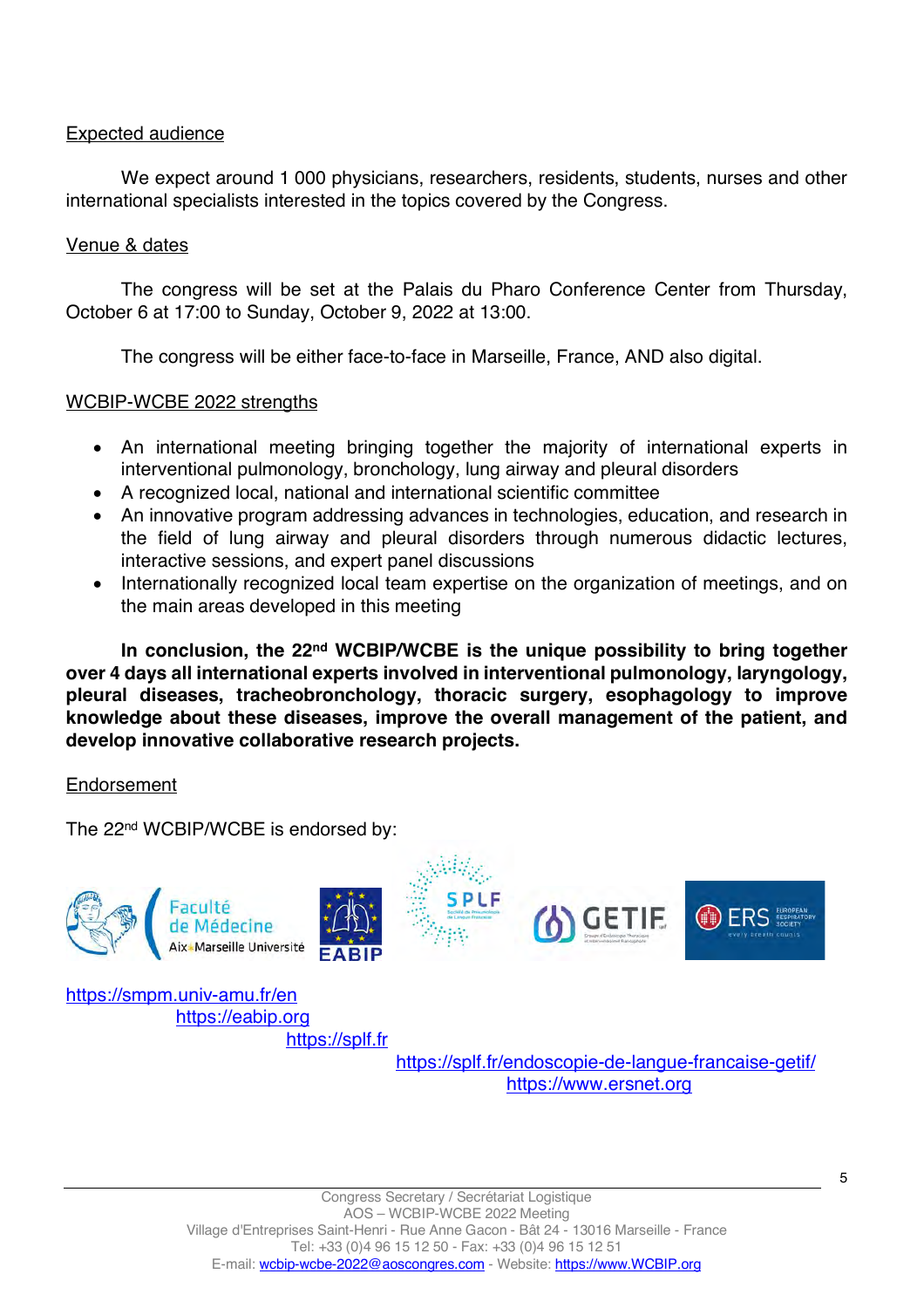## Expected audience

We expect around 1 000 physicians, researchers, residents, students, nurses and other international specialists interested in the topics covered by the Congress.

## Venue & dates

The congress will be set at the Palais du Pharo Conference Center from Thursday, October 6 at 17:00 to Sunday, October 9, 2022 at 13:00.

The congress will be either face-to-face in Marseille, France, AND also digital.

## WCBIP-WCBE 2022 strengths

- An international meeting bringing together the majority of international experts in interventional pulmonology, bronchology, lung airway and pleural disorders
- A recognized local, national and international scientific committee
- An innovative program addressing advances in technologies, education, and research in the field of lung airway and pleural disorders through numerous didactic lectures, interactive sessions, and expert panel discussions
- Internationally recognized local team expertise on the organization of meetings, and on the main areas developed in this meeting

**In conclusion, the 22nd WCBIP/WCBE is the unique possibility to bring together over 4 days all international experts involved in interventional pulmonology, laryngology, pleural diseases, tracheobronchology, thoracic surgery, esophagology to improve knowledge about these diseases, improve the overall management of the patient, and develop innovative collaborative research projects.**

## Endorsement

The 22nd WCBIP/WCBE is endorsed by:

https://smpm.univ-amu.fr/en
https://eabip.org
https://splf.fr
https://splf.fr/endoscopie-de-langue-francaise-getif/
https://www.ersnet.org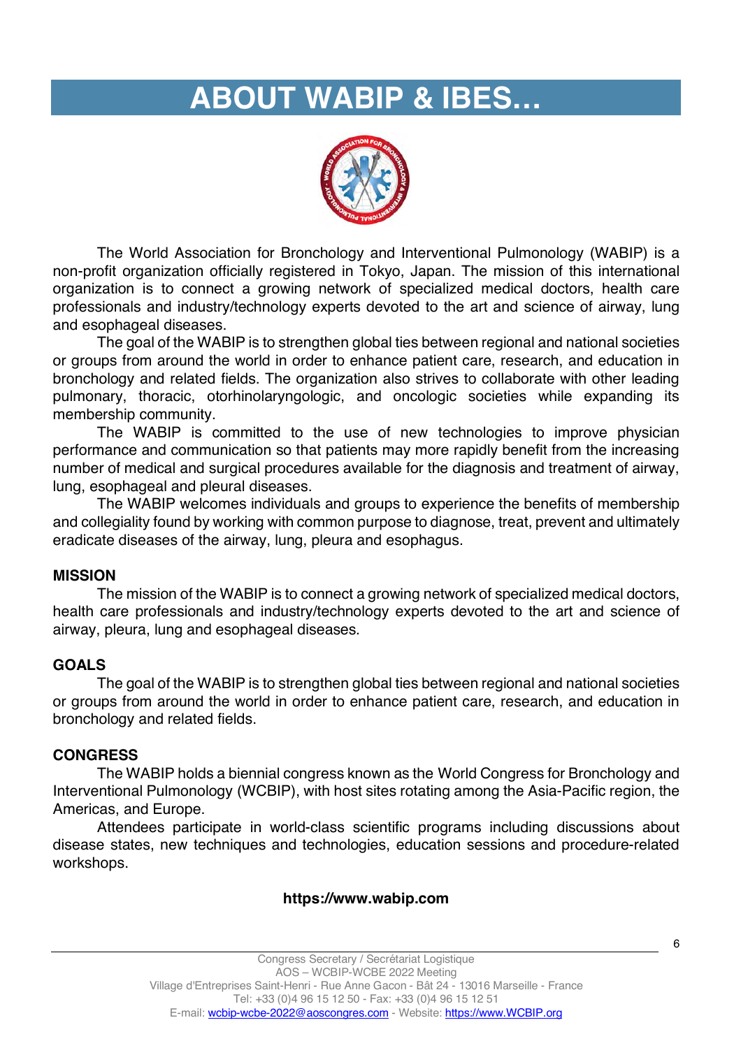# ABOUT WABIP & IBES…

The World Association for Bronchology and Interventional Pulmonology (WABIP) is a non-profit organization officially registered in Tokyo, Japan. The mission of this international organization is to connect a growing network of specialized medical doctors, health care professionals and industry/technology experts devoted to the art and science of airway, lung and esophageal diseases.

The goal of the WABIP is to strengthen global ties between regional and national societies or groups from around the world in order to enhance patient care, research, and education in bronchology and related fields. The organization also strives to collaborate with other leading pulmonary, thoracic, otorhinolaryngologic, and oncologic societies while expanding its membership community.

The WABIP is committed to the use of new technologies to improve physician performance and communication so that patients may more rapidly benefit from the increasing number of medical and surgical procedures available for the diagnosis and treatment of airway, lung, esophageal and pleural diseases.

The WABIP welcomes individuals and groups to experience the benefits of membership and collegiality found by working with common purpose to diagnose, treat, prevent and ultimately eradicate diseases of the airway, lung, pleura and esophagus.

**MISSION**

The mission of the WABIP is to connect a growing network of specialized medical doctors, health care professionals and industry/technology experts devoted to the art and science of airway, pleura, lung and esophageal diseases.

**GOALS**

The goal of the WABIP is to strengthen global ties between regional and national societies or groups from around the world in order to enhance patient care, research, and education in bronchology and related fields.

**CONGRESS**

The WABIP holds a biennial congress known as the World Congress for Bronchology and Interventional Pulmonology (WCBIP), with host sites rotating among the Asia-Pacific region, the Americas, and Europe.

Attendees participate in world-class scientific programs including discussions about disease states, new techniques and technologies, education sessions and procedure-related workshops.

**https://www.wabip.com**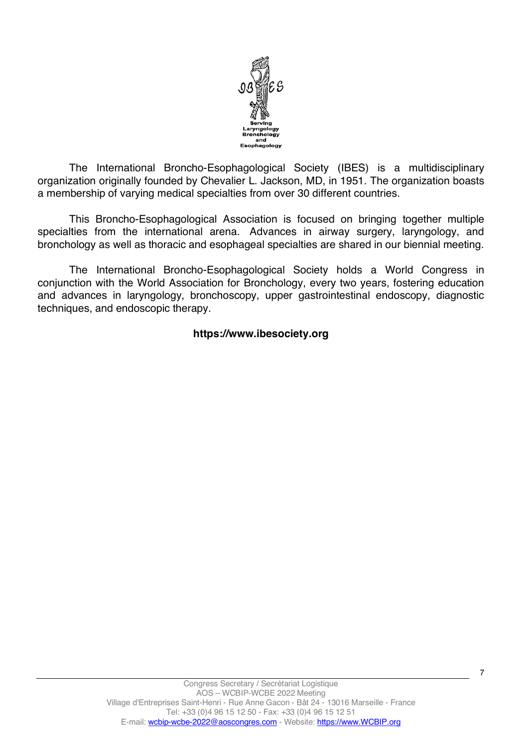The International Broncho-Esophagological Society (IBES) is a multidisciplinary organization originally founded by Chevalier L. Jackson, MD, in 1951. The organization boasts a membership of varying medical specialties from over 30 different countries.

This Broncho-Esophagological Association is focused on bringing together multiple specialties from the international arena. Advances in airway surgery, laryngology, and bronchology as well as thoracic and esophageal specialties are shared in our biennial meeting.

The International Broncho-Esophagological Society holds a World Congress in conjunction with the World Association for Bronchology, every two years, fostering education and advances in laryngology, bronchoscopy, upper gastrointestinal endoscopy, diagnostic techniques, and endoscopic therapy.

**https://www.ibesociety.org**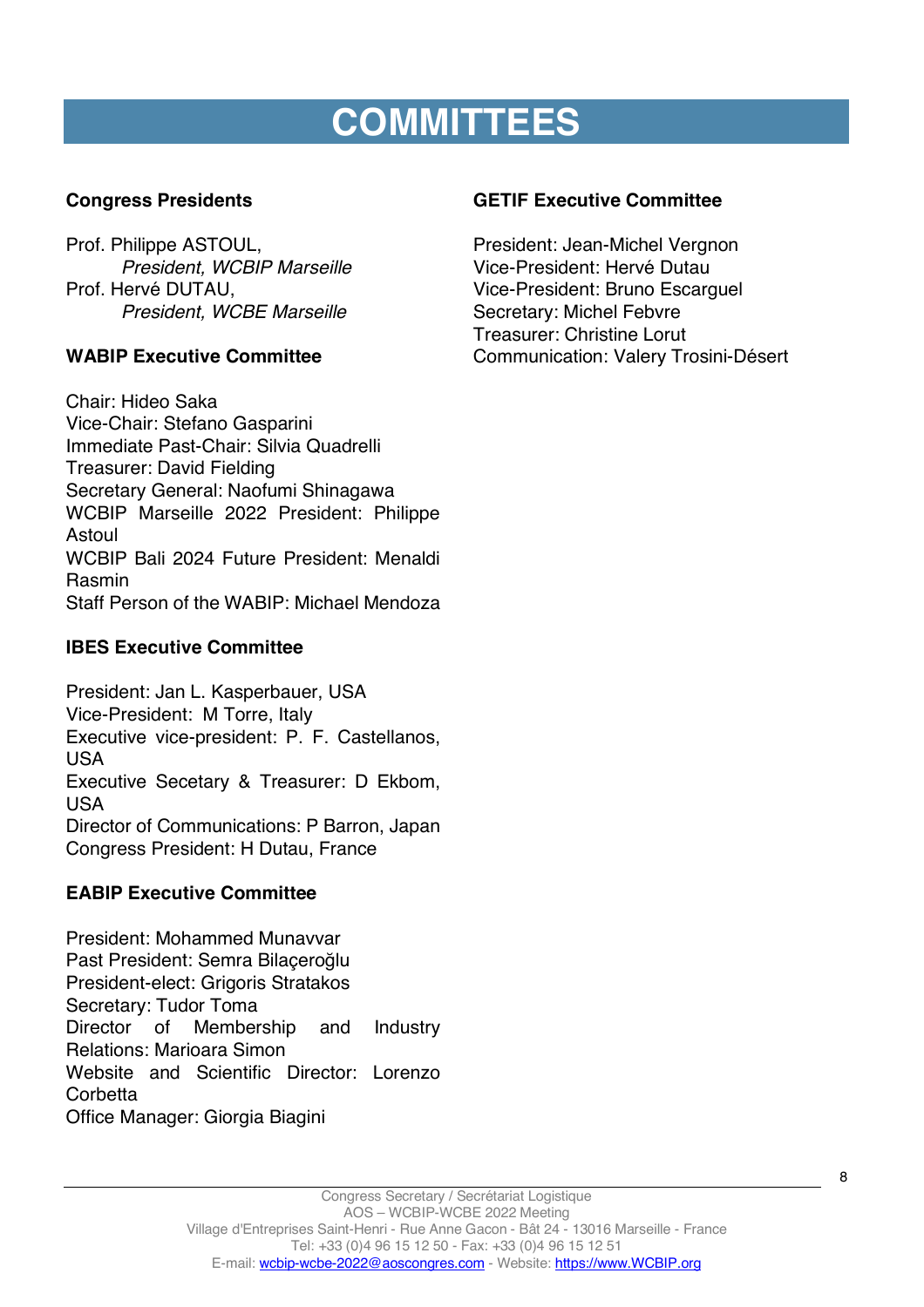# COMMITTEES

## Congress Presidents

Prof. Philippe ASTOUL,
*President, WCBIP Marseille*
Prof. Hervé DUTAU,
*President, WCBE Marseille*

## WABIP Executive Committee

Chair: Hideo Saka
Vice-Chair: Stefano Gasparini
Immediate Past-Chair: Silvia Quadrelli
Treasurer: David Fielding
Secretary General: Naofumi Shinagawa
WCBIP Marseille 2022 President: Philippe Astoul
WCBIP Bali 2024 Future President: Menaldi Rasmin
Staff Person of the WABIP: Michael Mendoza

## IBES Executive Committee

President: Jan L. Kasperbauer, USA
Vice-President: M Torre, Italy
Executive vice-president: P. F. Castellanos, USA
Executive Secetary & Treasurer: D Ekbom, USA
Director of Communications: P Barron, Japan
Congress President: H Dutau, France

## EABIP Executive Committee

President: Mohammed Munavvar
Past President: Semra Bilaçeroğlu
President-elect: Grigoris Stratakos
Secretary: Tudor Toma
Director of Membership and Industry Relations: Marioara Simon
Website and Scientific Director: Lorenzo Corbetta
Office Manager: Giorgia Biagini

## GETIF Executive Committee

President: Jean-Michel Vergnon
Vice-President: Hervé Dutau
Vice-President: Bruno Escarguel
Secretary: Michel Febvre
Treasurer: Christine Lorut
Communication: Valery Trosini-Désert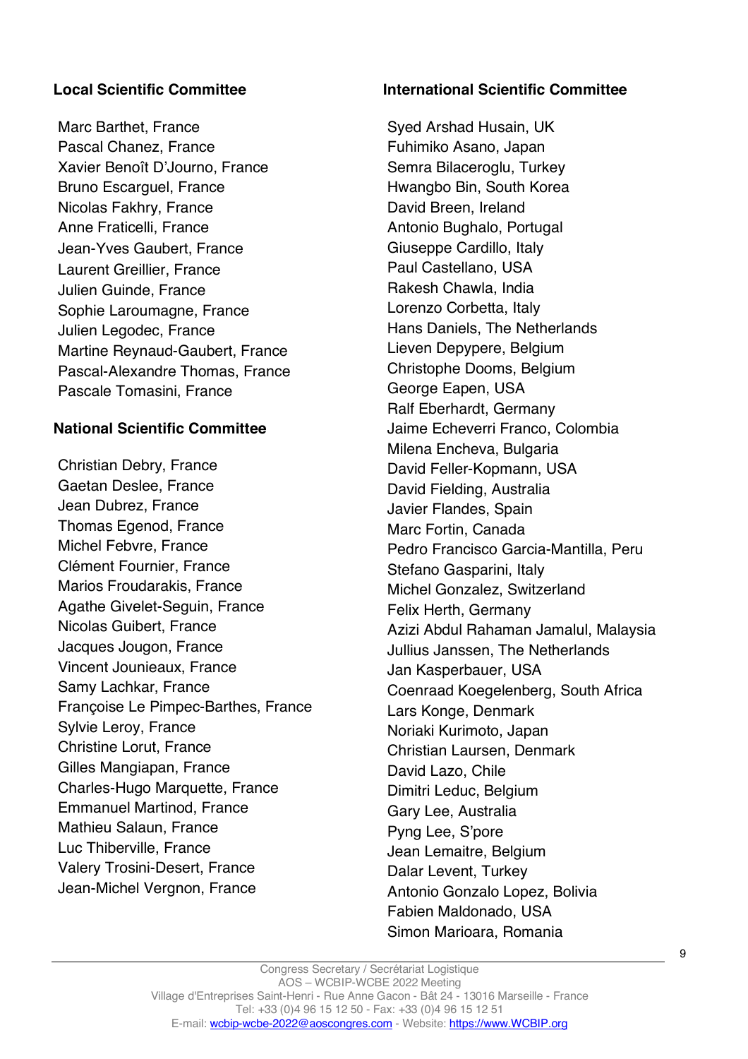### Local Scientific Committee

Marc Barthet, France
Pascal Chanez, France
Xavier Benoît D'Journo, France
Bruno Escarguel, France
Nicolas Fakhry, France
Anne Fraticelli, France
Jean-Yves Gaubert, France
Laurent Greillier, France
Julien Guinde, France
Sophie Laroumagne, France
Julien Legodec, France
Martine Reynaud-Gaubert, France
Pascal-Alexandre Thomas, France
Pascale Tomasini, France

### National Scientific Committee

Christian Debry, France
Gaetan Deslee, France
Jean Dubrez, France
Thomas Egenod, France
Michel Febvre, France
Clément Fournier, France
Marios Froudarakis, France
Agathe Givelet-Seguin, France
Nicolas Guibert, France
Jacques Jougon, France
Vincent Jounieaux, France
Samy Lachkar, France
Françoise Le Pimpec-Barthes, France
Sylvie Leroy, France
Christine Lorut, France
Gilles Mangiapan, France
Charles-Hugo Marquette, France
Emmanuel Martinod, France
Mathieu Salaun, France
Luc Thiberville, France
Valery Trosini-Desert, France
Jean-Michel Vergnon, France

### International Scientific Committee

Syed Arshad Husain, UK
Fuhimiko Asano, Japan
Semra Bilaceroglu, Turkey
Hwangbo Bin, South Korea
David Breen, Ireland
Antonio Bughalo, Portugal
Giuseppe Cardillo, Italy
Paul Castellano, USA
Rakesh Chawla, India
Lorenzo Corbetta, Italy
Hans Daniels, The Netherlands
Lieven Depypere, Belgium
Christophe Dooms, Belgium
George Eapen, USA
Ralf Eberhardt, Germany
Jaime Echeverri Franco, Colombia
Milena Encheva, Bulgaria
David Feller-Kopmann, USA
David Fielding, Australia
Javier Flandes, Spain
Marc Fortin, Canada
Pedro Francisco Garcia-Mantilla, Peru
Stefano Gasparini, Italy
Michel Gonzalez, Switzerland
Felix Herth, Germany
Azizi Abdul Rahaman Jamalul, Malaysia
Jullius Janssen, The Netherlands
Jan Kasperbauer, USA
Coenraad Koegelenberg, South Africa
Lars Konge, Denmark
Noriaki Kurimoto, Japan
Christian Laursen, Denmark
David Lazo, Chile
Dimitri Leduc, Belgium
Gary Lee, Australia
Pyng Lee, S'pore
Jean Lemaitre, Belgium
Dalar Levent, Turkey
Antonio Gonzalo Lopez, Bolivia
Fabien Maldonado, USA
Simon Marioara, Romania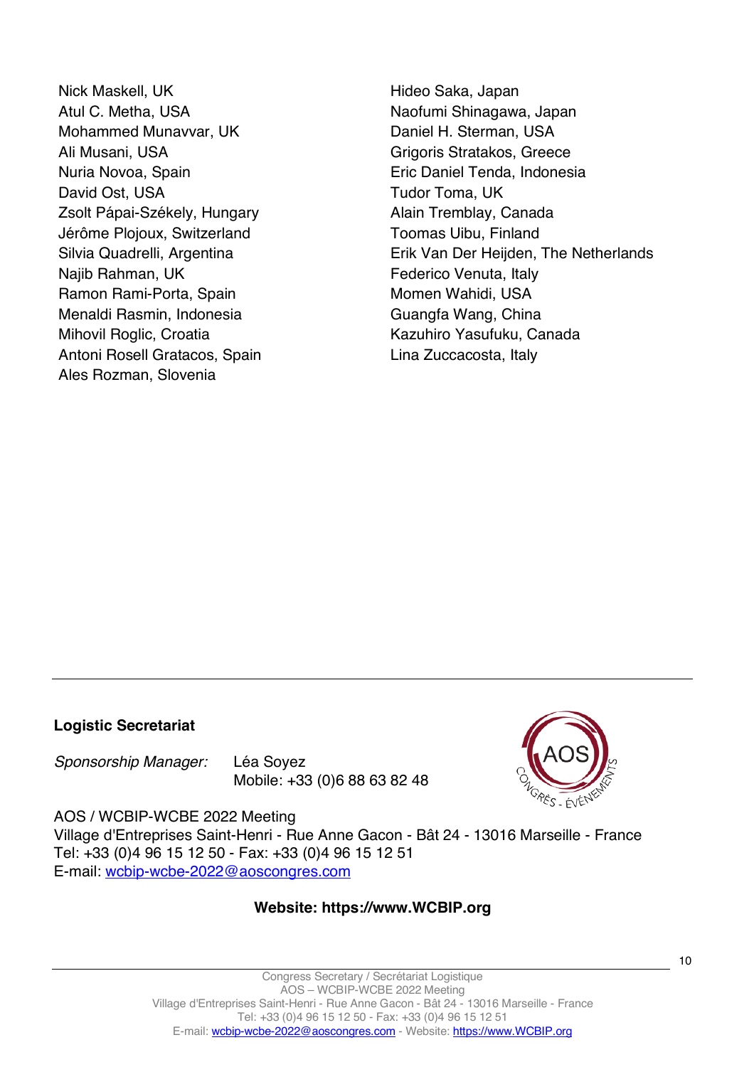Nick Maskell, UK
Atul C. Metha, USA
Mohammed Munavvar, UK
Ali Musani, USA
Nuria Novoa, Spain
David Ost, USA
Zsolt Pápai-Székely, Hungary
Jérôme Plojoux, Switzerland
Silvia Quadrelli, Argentina
Najib Rahman, UK
Ramon Rami-Porta, Spain
Menaldi Rasmin, Indonesia
Mihovil Roglic, Croatia
Antoni Rosell Gratacos, Spain
Ales Rozman, Slovenia
Hideo Saka, Japan
Naofumi Shinagawa, Japan
Daniel H. Sterman, USA
Grigoris Stratakos, Greece
Eric Daniel Tenda, Indonesia
Tudor Toma, UK
Alain Tremblay, Canada
Toomas Uibu, Finland
Erik Van Der Heijden, The Netherlands
Federico Venuta, Italy
Momen Wahidi, USA
Guangfa Wang, China
Kazuhiro Yasufuku, Canada
Lina Zuccacosta, Italy

---

**Logistic Secretariat**

*Sponsorship Manager:* Léa Soyez
Mobile: +33 (0)6 88 63 82 48

AOS / WCBIP-WCBE 2022 Meeting
Village d'Entreprises Saint-Henri - Rue Anne Gacon - Bât 24 - 13016 Marseille - France
Tel: +33 (0)4 96 15 12 50 - Fax: +33 (0)4 96 15 12 51
E-mail: wcbip-wcbe-2022@aoscongres.com

**Website: https://www.WCBIP.org**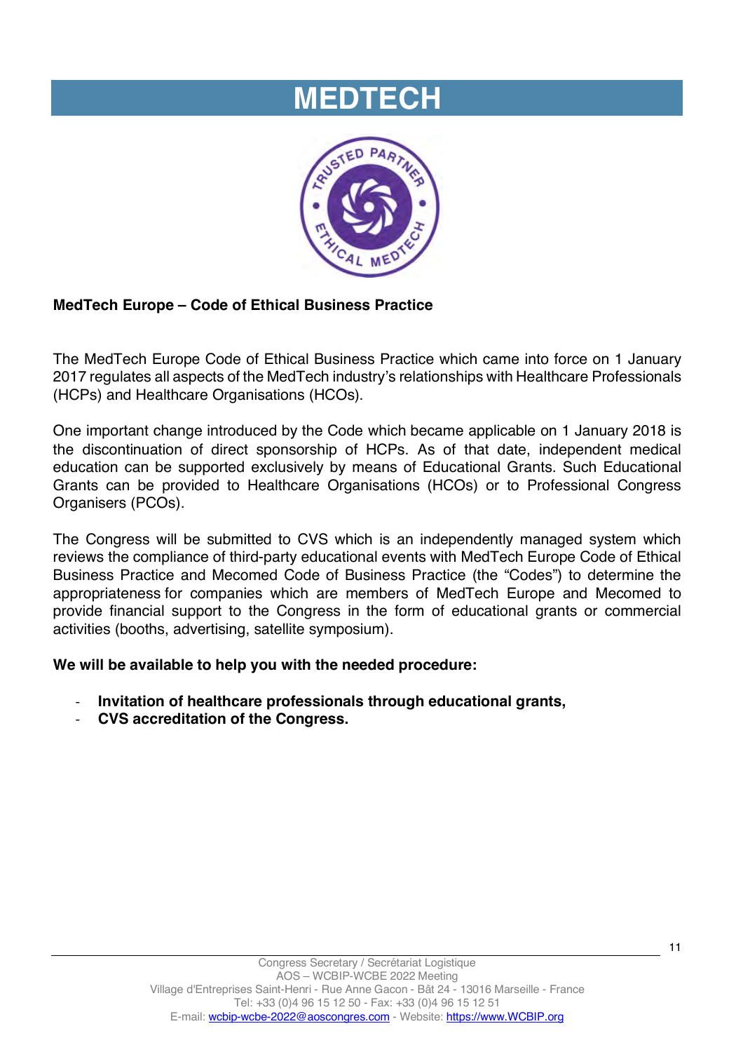# MEDTECH

**MedTech Europe – Code of Ethical Business Practice**

The MedTech Europe Code of Ethical Business Practice which came into force on 1 January 2017 regulates all aspects of the MedTech industry's relationships with Healthcare Professionals (HCPs) and Healthcare Organisations (HCOs).

One important change introduced by the Code which became applicable on 1 January 2018 is the discontinuation of direct sponsorship of HCPs. As of that date, independent medical education can be supported exclusively by means of Educational Grants. Such Educational Grants can be provided to Healthcare Organisations (HCOs) or to Professional Congress Organisers (PCOs).

The Congress will be submitted to CVS which is an independently managed system which reviews the compliance of third-party educational events with MedTech Europe Code of Ethical Business Practice and Mecomed Code of Business Practice (the "Codes") to determine the appropriateness for companies which are members of MedTech Europe and Mecomed to provide financial support to the Congress in the form of educational grants or commercial activities (booths, advertising, satellite symposium).

**We will be available to help you with the needed procedure:**

- **Invitation of healthcare professionals through educational grants,**
- **CVS accreditation of the Congress.**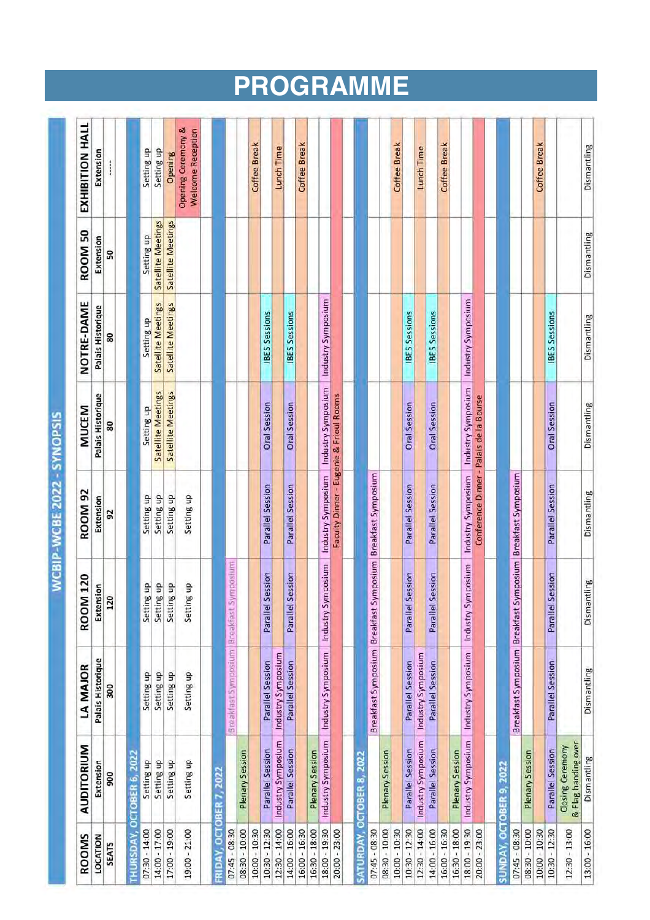# PROGRAMME

## WCBIP-WCBE 2022 - SYNOPSIS

| ROOMS | AUDITORIUM | LA MAJOR | ROOM 120 | ROOM 92 | MUCEM | NOTRE-DAME | ROOM 50 | EXHIBITION HALL |
|---|---|---|---|---|---|---|---|---|
| LOCATION | Extension | Palais Historique | Extension | Extension | Palais Historique | Palais Historique | Extension | Extension |
| SEATS | 900 | 300 | 120 | 92 | 80 | 80 | 50 | ----- |
| **THURSDAY, OCTOBER 6, 2022** | | | | | | | | |
| 07:30 - 14:00 | Setting up | Setting up | Setting up | Setting up | Setting up | Setting up | Setting up | Setting up |
| 14:00 - 17:00 | Setting up | Setting up | Setting up | Setting up | Satellite Meetings | Satellite Meetings | Satellite Meetings | Setting up |
| 17:00 - 19:00 | Setting up | Setting up | Setting up | Setting up | Satellite Meetings | Satellite Meetings | Satellite Meetings | Opening |
| 19:00 - 21:00 | Setting up | Setting up | Setting up | Setting up | | | | Opening Ceremony & Welcome Reception |
| **FRIDAY, OCTOBER 7, 2022** | | | | | | | | |
| 07:45 - 08:30 | | Breakfast Symposium | Breakfast Symposium | | | | | |
| 08:30 - 10:00 | Plenary Session | | | | | | | |
| 10:00 - 10:30 | | | | | | | | Coffee Break |
| 10:30 - 12:30 | Parallel Session | Parallel Session | Parallel Session | Parallel Session | Oral Session | IBES Sessions | | |
| 12:30 - 14:00 | Industry Symposium | Industry Symposium | | | | | | Lunch Time |
| 14:00 - 16:00 | Parallel Session | Parallel Session | Parallel Session | Parallel Session | Oral Session | IBES Sessions | | |
| 16:00 - 16:30 | | | | | | | | Coffee Break |
| 16:30 - 18:00 | Plenary Session | | | | | | | |
| 18:00 - 19:30 | Industry Symposium | Industry Symposium | Industry Symposium | Industry Symposium | Industry Symposium | Industry Symposium | | |
| 20:00 - 23:00 | | | | Faculty Dinner - Eugenie & Frioul Rooms | | | | |
| **SATURDAY, OCTOBER 8, 2022** | | | | | | | | |
| 07:45 - 08:30 | | Breakfast Symposium | Breakfast Symposium | Breakfast Symposium | | | | |
| 08:30 - 10:00 | Plenary Session | | | | | | | |
| 10:00 - 10:30 | | | | | | | | Coffee Break |
| 10:30 - 12:30 | Parallel Session | Parallel Session | Parallel Session | Parallel Session | Oral Session | IBES Sessions | | |
| 12:30 - 14:00 | Industry Symposium | Industry Symposium | | | | | | Lunch Time |
| 14:00 - 16:00 | Parallel Session | Parallel Session | Parallel Session | Parallel Session | Oral Session | IBES Sessions | | |
| 16:00 - 16:30 | | | | | | | | Coffee Break |
| 16:30 - 18:00 | Plenary Session | | | | | | | |
| 18:00 - 19:30 | Industry Symposium | Industry Symposium | Industry Symposium | Industry Symposium | Industry Symposium | Industry Symposium | | |
| 20:00 - 23:00 | | | | Conference Dinner - Palais de la Bourse | | | | |
| **SUNDAY, OCTOBER 9, 2022** | | | | | | | | |
| 07:45 - 08:30 | | Breakfast Symposium | Breakfast Symposium | Breakfast Symposium | | | | |
| 08:30 - 10:00 | Plenary Session | | | | | | | |
| 10:00 - 10:30 | | | | | | | | Coffee Break |
| 10:30 - 12:30 | Parallel Session | Parallel Session | Parallel Session | Parallel Session | Oral Session | IBES Sessions | | |
| 12:30 - 13:00 | Closing Ceremony & Flag handing over | | | | | | | |
| 13:00 - 16:00 | Dismantling | Dismantling | Dismantling | Dismantling | Dismantling | Dismantling | Dismantling | Dismantling |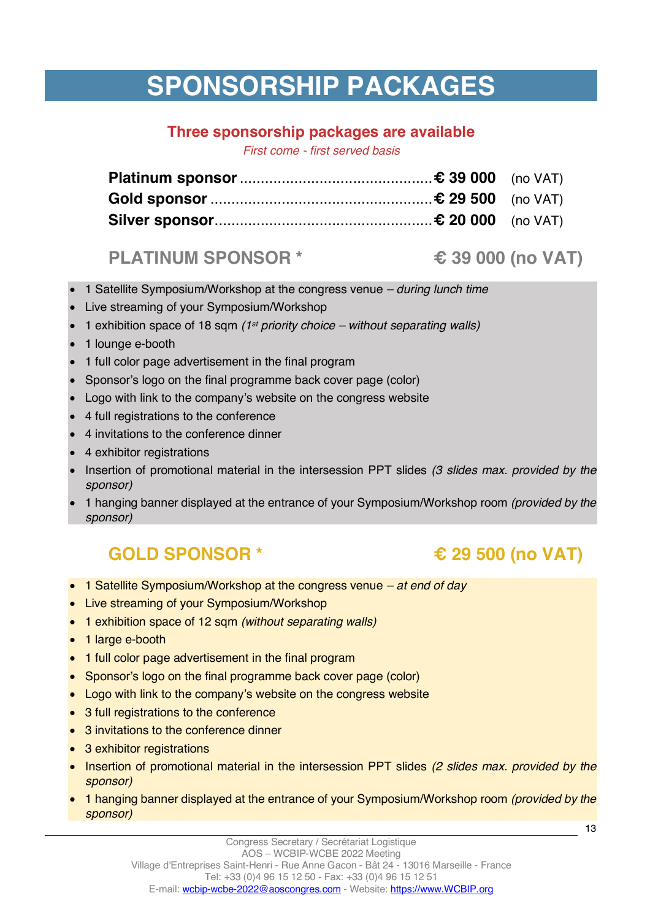# SPONSORSHIP PACKAGES

## Three sponsorship packages are available

*First come - first served basis*

**Platinum sponsor** ............................................ **€ 39 000** (no VAT)
**Gold sponsor** ................................................... **€ 29 500** (no VAT)
**Silver sponsor**.................................................. **€ 20 000** (no VAT)

### PLATINUM SPONSOR * — € 39 000 (no VAT)

- 1 Satellite Symposium/Workshop at the congress venue – *during lunch time*
- Live streaming of your Symposium/Workshop
- 1 exhibition space of 18 sqm *(1st priority choice – without separating walls)*
- 1 lounge e-booth
- 1 full color page advertisement in the final program
- Sponsor's logo on the final programme back cover page (color)
- Logo with link to the company's website on the congress website
- 4 full registrations to the conference
- 4 invitations to the conference dinner
- 4 exhibitor registrations
- Insertion of promotional material in the intersession PPT slides *(3 slides max. provided by the sponsor)*
- 1 hanging banner displayed at the entrance of your Symposium/Workshop room *(provided by the sponsor)*

### GOLD SPONSOR * — € 29 500 (no VAT)

- 1 Satellite Symposium/Workshop at the congress venue – *at end of day*
- Live streaming of your Symposium/Workshop
- 1 exhibition space of 12 sqm *(without separating walls)*
- 1 large e-booth
- 1 full color page advertisement in the final program
- Sponsor's logo on the final programme back cover page (color)
- Logo with link to the company's website on the congress website
- 3 full registrations to the conference
- 3 invitations to the conference dinner
- 3 exhibitor registrations
- Insertion of promotional material in the intersession PPT slides *(2 slides max. provided by the sponsor)*
- 1 hanging banner displayed at the entrance of your Symposium/Workshop room *(provided by the sponsor)*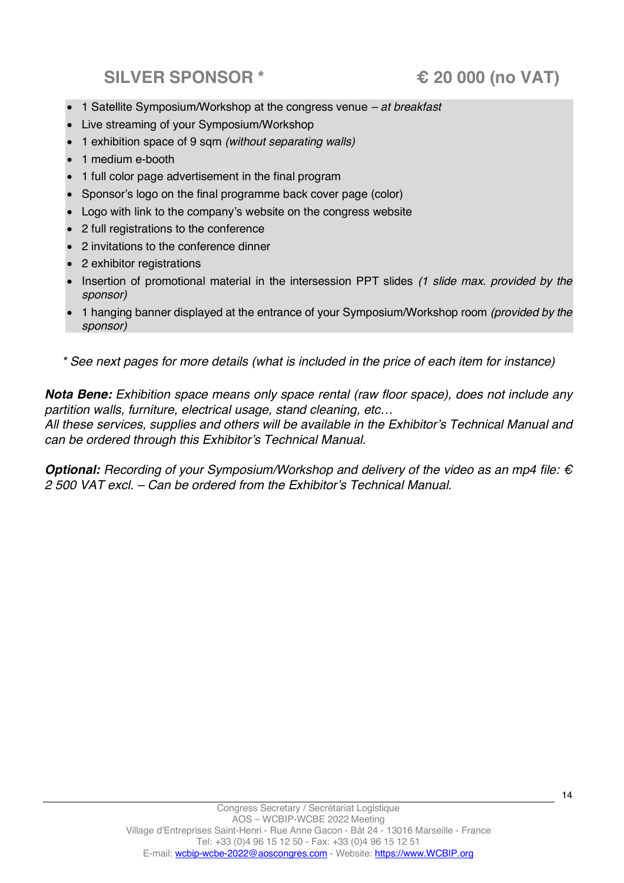## SILVER SPONSOR * € 20 000 (no VAT)

- 1 Satellite Symposium/Workshop at the congress venue – *at breakfast*
- Live streaming of your Symposium/Workshop
- 1 exhibition space of 9 sqm *(without separating walls)*
- 1 medium e-booth
- 1 full color page advertisement in the final program
- Sponsor's logo on the final programme back cover page (color)
- Logo with link to the company's website on the congress website
- 2 full registrations to the conference
- 2 invitations to the conference dinner
- 2 exhibitor registrations
- Insertion of promotional material in the intersession PPT slides *(1 slide max. provided by the sponsor)*
- 1 hanging banner displayed at the entrance of your Symposium/Workshop room *(provided by the sponsor)*

*\* See next pages for more details (what is included in the price of each item for instance)*

***Nota Bene:*** *Exhibition space means only space rental (raw floor space), does not include any partition walls, furniture, electrical usage, stand cleaning, etc…*
*All these services, supplies and others will be available in the Exhibitor's Technical Manual and can be ordered through this Exhibitor's Technical Manual.*

***Optional:*** *Recording of your Symposium/Workshop and delivery of the video as an mp4 file: € 2 500 VAT excl. – Can be ordered from the Exhibitor's Technical Manual.*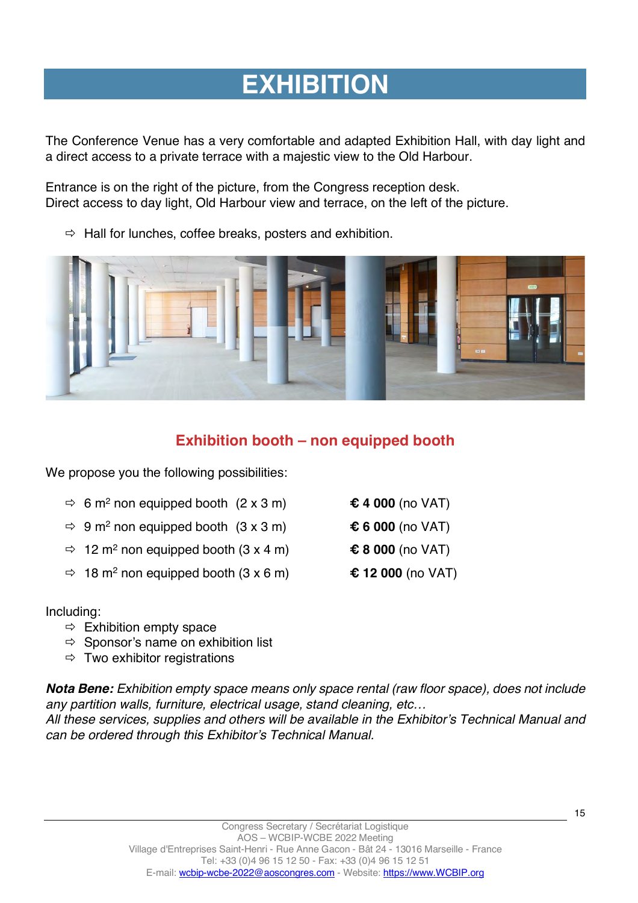# EXHIBITION

The Conference Venue has a very comfortable and adapted Exhibition Hall, with day light and a direct access to a private terrace with a majestic view to the Old Harbour.

Entrance is on the right of the picture, from the Congress reception desk.
Direct access to day light, Old Harbour view and terrace, on the left of the picture.

⇨ Hall for lunches, coffee breaks, posters and exhibition.

## Exhibition booth – non equipped booth

We propose you the following possibilities:

| | |
|---|---|
| ⇨ 6 m² non equipped booth (2 x 3 m) | **€ 4 000** (no VAT) |
| ⇨ 9 m² non equipped booth (3 x 3 m) | **€ 6 000** (no VAT) |
| ⇨ 12 m² non equipped booth (3 x 4 m) | **€ 8 000** (no VAT) |
| ⇨ 18 m² non equipped booth (3 x 6 m) | **€ 12 000** (no VAT) |

Including:

- ⇨ Exhibition empty space
- ⇨ Sponsor's name on exhibition list
- ⇨ Two exhibitor registrations

***Nota Bene:*** *Exhibition empty space means only space rental (raw floor space), does not include any partition walls, furniture, electrical usage, stand cleaning, etc…*
*All these services, supplies and others will be available in the Exhibitor's Technical Manual and can be ordered through this Exhibitor's Technical Manual.*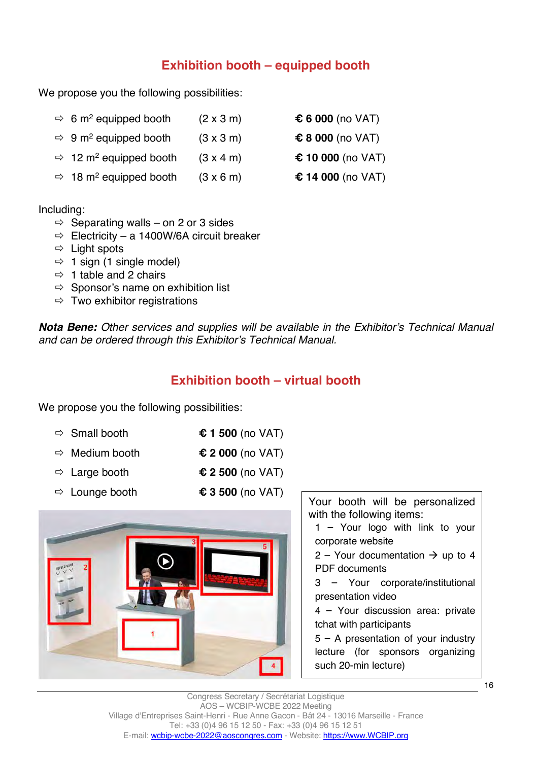## Exhibition booth – equipped booth

We propose you the following possibilities:

- 6 m² equipped booth (2 x 3 m) **€ 6 000** (no VAT)
- 9 m² equipped booth (3 x 3 m) **€ 8 000** (no VAT)
- 12 m² equipped booth (3 x 4 m) **€ 10 000** (no VAT)
- 18 m² equipped booth (3 x 6 m) **€ 14 000** (no VAT)

Including:

- Separating walls – on 2 or 3 sides
- Electricity – a 1400W/6A circuit breaker
- Light spots
- 1 sign (1 single model)
- 1 table and 2 chairs
- Sponsor's name on exhibition list
- Two exhibitor registrations

***Nota Bene:*** *Other services and supplies will be available in the Exhibitor's Technical Manual and can be ordered through this Exhibitor's Technical Manual.*

## Exhibition booth – virtual booth

We propose you the following possibilities:

- Small booth **€ 1 500** (no VAT)
- Medium booth **€ 2 000** (no VAT)
- Large booth **€ 2 500** (no VAT)
- Lounge booth **€ 3 500** (no VAT)

Your booth will be personalized with the following items:

1 – Your logo with link to your corporate website

2 – Your documentation → up to 4 PDF documents

3 – Your corporate/institutional presentation video

4 – Your discussion area: private tchat with participants

5 – A presentation of your industry lecture (for sponsors organizing such 20-min lecture)

Congress Secretary / Secrétariat Logistique
AOS – WCBIP-WCBE 2022 Meeting
Village d'Entreprises Saint-Henri - Rue Anne Gacon - Bât 24 - 13016 Marseille - France
Tel: +33 (0)4 96 15 12 50 - Fax: +33 (0)4 96 15 12 51
E-mail: wcbip-wcbe-2022@aoscongres.com - Website: https://www.WCBIP.org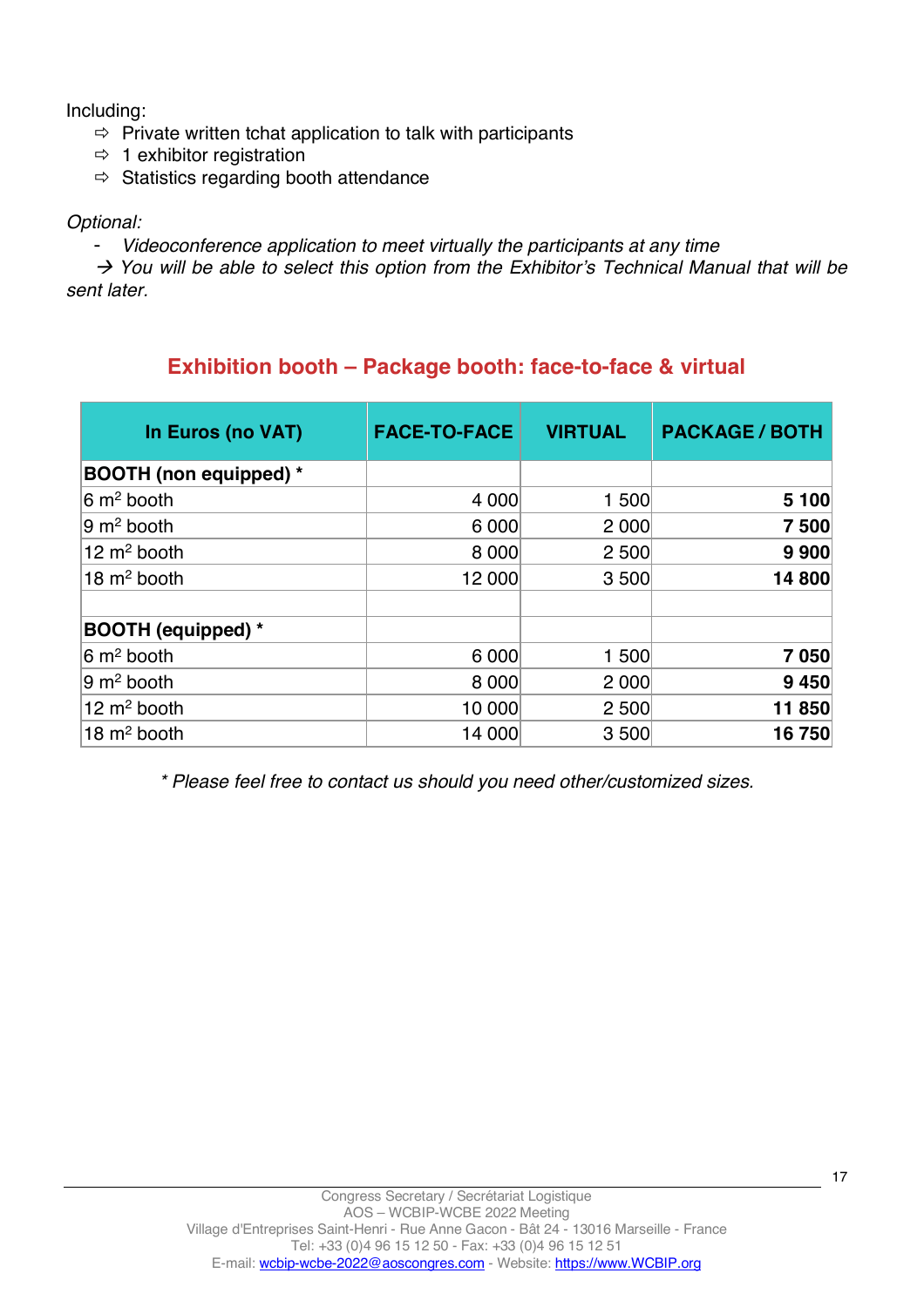Including:

- ⇨ Private written tchat application to talk with participants
- ⇨ 1 exhibitor registration
- ⇨ Statistics regarding booth attendance

*Optional:*

- *Videoconference application to meet virtually the participants at any time*

*→ You will be able to select this option from the Exhibitor's Technical Manual that will be sent later.*

## Exhibition booth – Package booth: face-to-face & virtual

| In Euros (no VAT) | FACE-TO-FACE | VIRTUAL | PACKAGE / BOTH |
|---|---|---|---|
| **BOOTH (non equipped) \*** | | | |
| 6 m² booth | 4 000 | 1 500 | **5 100** |
| 9 m² booth | 6 000 | 2 000 | **7 500** |
| 12 m² booth | 8 000 | 2 500 | **9 900** |
| 18 m² booth | 12 000 | 3 500 | **14 800** |
| | | | |
| **BOOTH (equipped) \*** | | | |
| 6 m² booth | 6 000 | 1 500 | **7 050** |
| 9 m² booth | 8 000 | 2 000 | **9 450** |
| 12 m² booth | 10 000 | 2 500 | **11 850** |
| 18 m² booth | 14 000 | 3 500 | **16 750** |

*\* Please feel free to contact us should you need other/customized sizes.*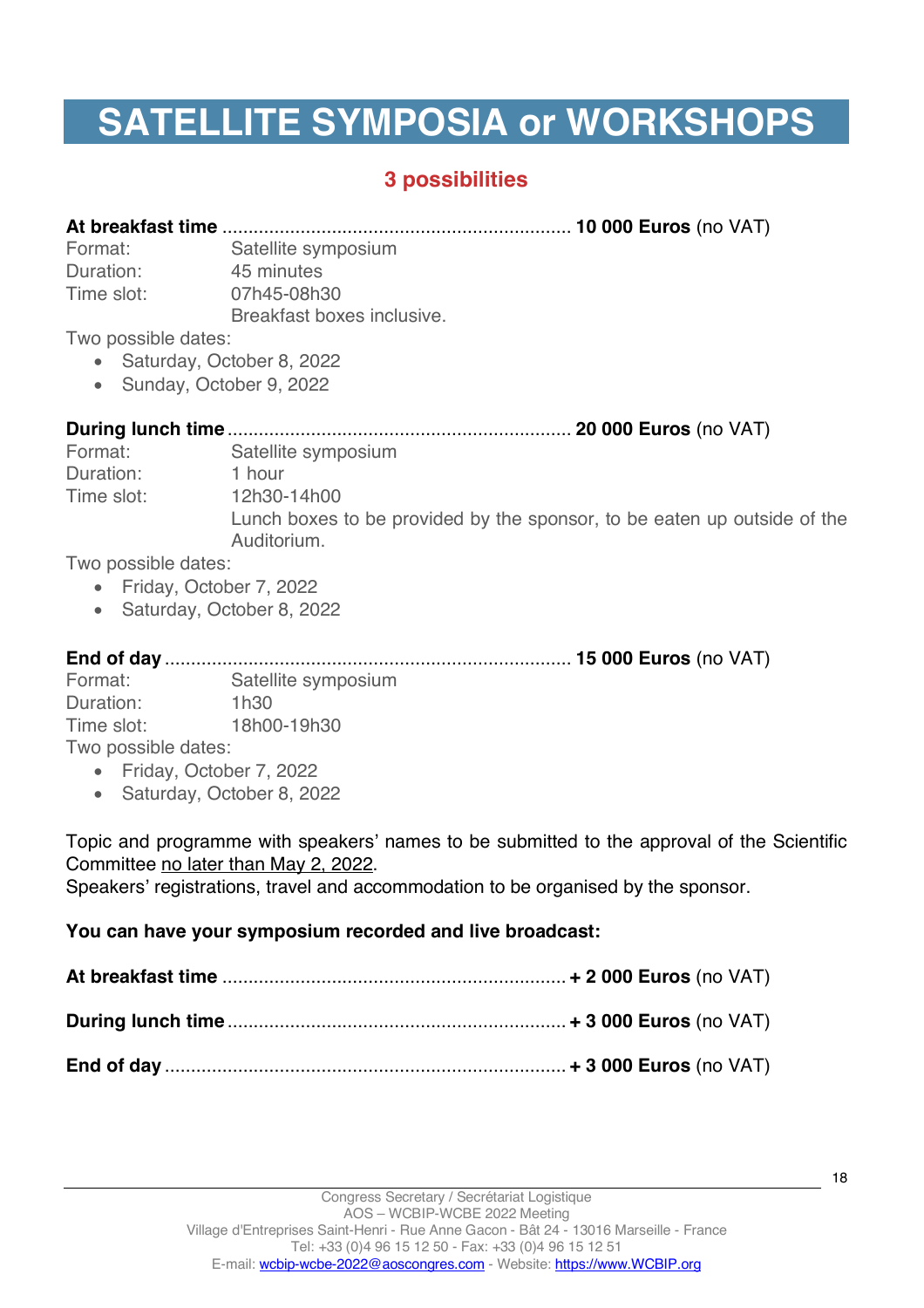# SATELLITE SYMPOSIA or WORKSHOPS

## 3 possibilities

**At breakfast time** .................................................................. **10 000 Euros** (no VAT)

Format: Satellite symposium
Duration: 45 minutes
Time slot: 07h45-08h30
Breakfast boxes inclusive.

Two possible dates:

- Saturday, October 8, 2022
- Sunday, October 9, 2022

**During lunch time** ................................................................. **20 000 Euros** (no VAT)

Format: Satellite symposium
Duration: 1 hour
Time slot: 12h30-14h00
Lunch boxes to be provided by the sponsor, to be eaten up outside of the Auditorium.

Two possible dates:

- Friday, October 7, 2022
- Saturday, October 8, 2022

**End of day** ............................................................................ **15 000 Euros** (no VAT)

Format: Satellite symposium
Duration: 1h30
Time slot: 18h00-19h30

Two possible dates:

- Friday, October 7, 2022
- Saturday, October 8, 2022

Topic and programme with speakers' names to be submitted to the approval of the Scientific Committee <u>no later than May 2, 2022</u>.
Speakers' registrations, travel and accommodation to be organised by the sponsor.

**You can have your symposium recorded and live broadcast:**

**At breakfast time** ................................................................. **+ 2 000 Euros** (no VAT)

**During lunch time** ................................................................. **+ 3 000 Euros** (no VAT)

**End of day** ............................................................................ **+ 3 000 Euros** (no VAT)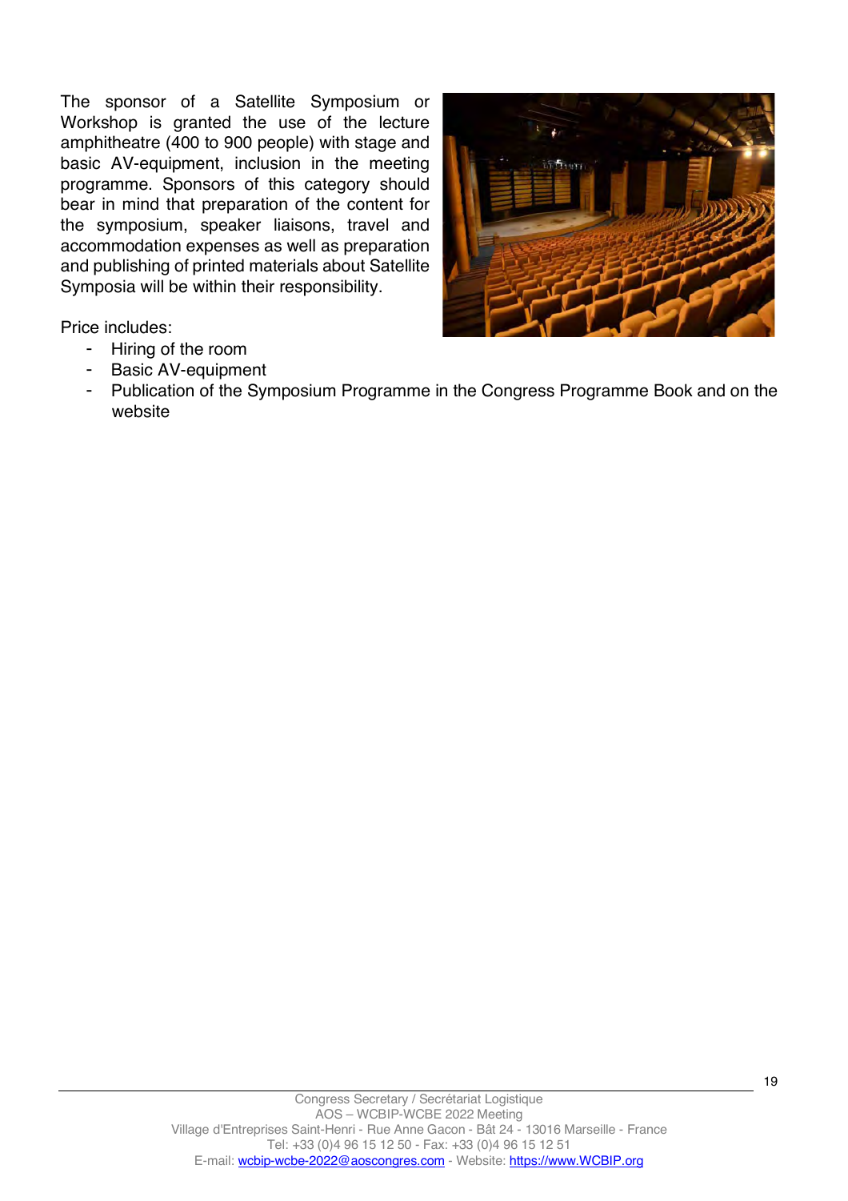The sponsor of a Satellite Symposium or Workshop is granted the use of the lecture amphitheatre (400 to 900 people) with stage and basic AV-equipment, inclusion in the meeting programme. Sponsors of this category should bear in mind that preparation of the content for the symposium, speaker liaisons, travel and accommodation expenses as well as preparation and publishing of printed materials about Satellite Symposia will be within their responsibility.

Price includes:

- Hiring of the room
- Basic AV-equipment
- Publication of the Symposium Programme in the Congress Programme Book and on the website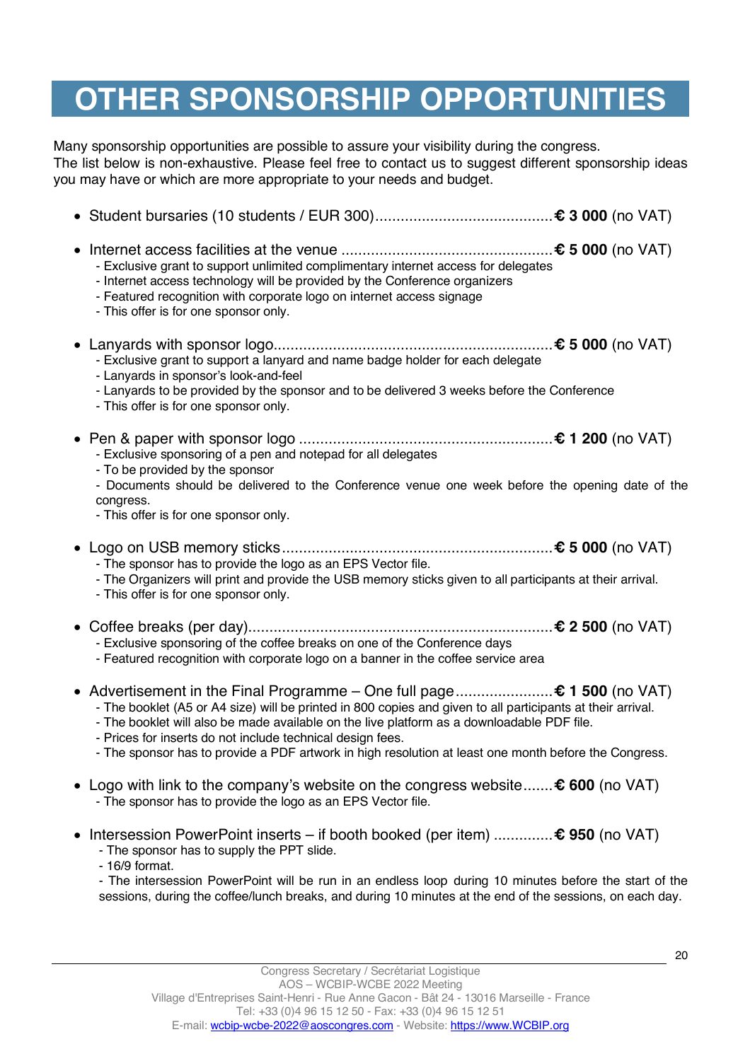# OTHER SPONSORSHIP OPPORTUNITIES

Many sponsorship opportunities are possible to assure your visibility during the congress.
The list below is non-exhaustive. Please feel free to contact us to suggest different sponsorship ideas you may have or which are more appropriate to your needs and budget.

- Student bursaries (10 students / EUR 300)........................................**€ 3 000** (no VAT)

- Internet access facilities at the venue ................................................**€ 5 000** (no VAT)
  - Exclusive grant to support unlimited complimentary internet access for delegates
  - Internet access technology will be provided by the Conference organizers
  - Featured recognition with corporate logo on internet access signage
  - This offer is for one sponsor only.

- Lanyards with sponsor logo................................................................**€ 5 000** (no VAT)
  - Exclusive grant to support a lanyard and name badge holder for each delegate
  - Lanyards in sponsor's look-and-feel
  - Lanyards to be provided by the sponsor and to be delivered 3 weeks before the Conference
  - This offer is for one sponsor only.

- Pen & paper with sponsor logo ..........................................................**€ 1 200** (no VAT)
  - Exclusive sponsoring of a pen and notepad for all delegates
  - To be provided by the sponsor
  - Documents should be delivered to the Conference venue one week before the opening date of the congress.
  - This offer is for one sponsor only.

- Logo on USB memory sticks...............................................................**€ 5 000** (no VAT)
  - The sponsor has to provide the logo as an EPS Vector file.
  - The Organizers will print and provide the USB memory sticks given to all participants at their arrival.
  - This offer is for one sponsor only.

- Coffee breaks (per day).......................................................................**€ 2 500** (no VAT)
  - Exclusive sponsoring of the coffee breaks on one of the Conference days
  - Featured recognition with corporate logo on a banner in the coffee service area

- Advertisement in the Final Programme – One full page.......................**€ 1 500** (no VAT)
  - The booklet (A5 or A4 size) will be printed in 800 copies and given to all participants at their arrival.
  - The booklet will also be made available on the live platform as a downloadable PDF file.
  - Prices for inserts do not include technical design fees.
  - The sponsor has to provide a PDF artwork in high resolution at least one month before the Congress.

- Logo with link to the company's website on the congress website.......**€ 600** (no VAT)
  - The sponsor has to provide the logo as an EPS Vector file.

- Intersession PowerPoint inserts – if booth booked (per item) ..............**€ 950** (no VAT)
  - The sponsor has to supply the PPT slide.
  - 16/9 format.
  - The intersession PowerPoint will be run in an endless loop during 10 minutes before the start of the sessions, during the coffee/lunch breaks, and during 10 minutes at the end of the sessions, on each day.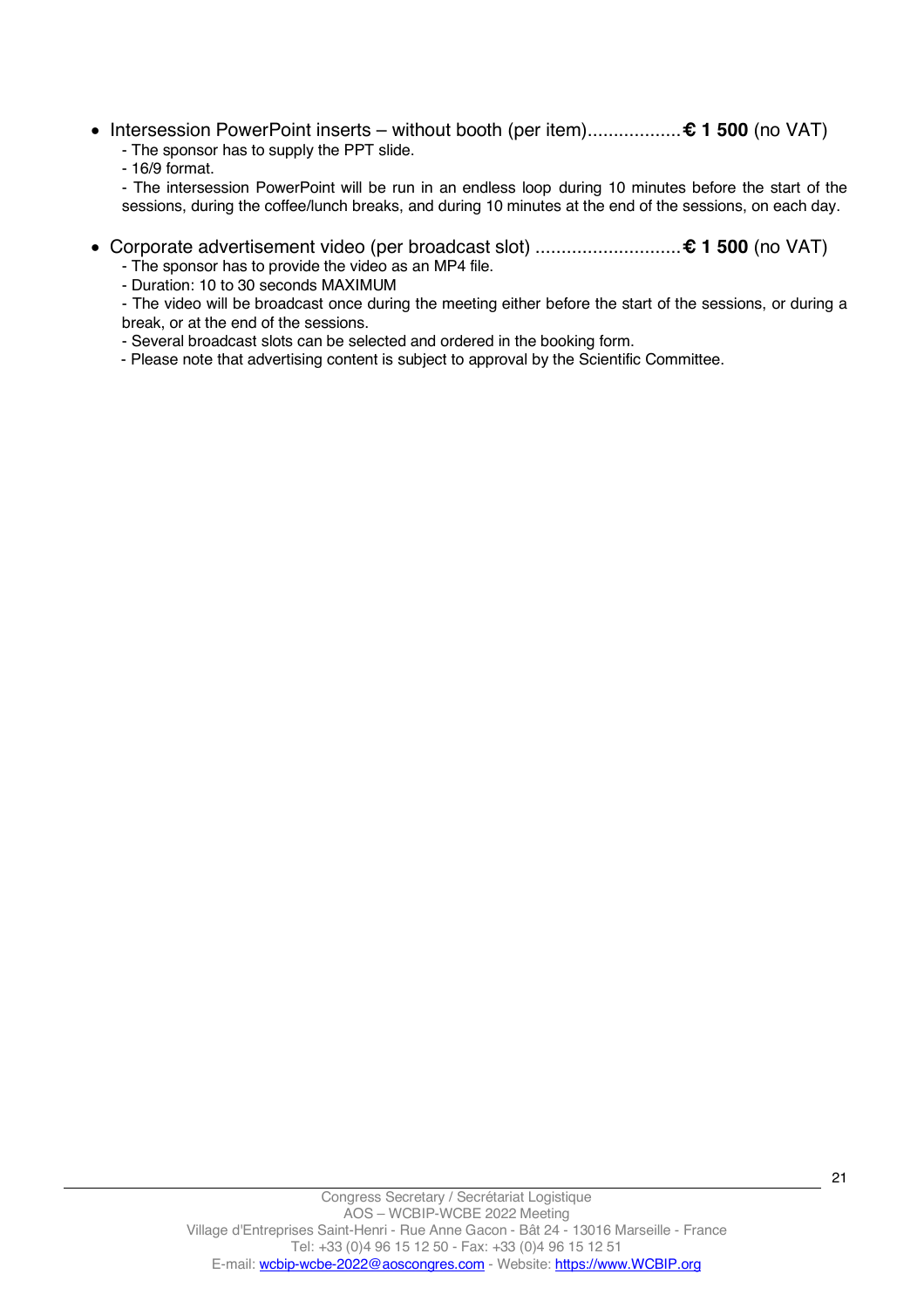- Intersession PowerPoint inserts – without booth (per item)..................**€ 1 500** (no VAT)
  - The sponsor has to supply the PPT slide.
  - 16/9 format.
  - The intersession PowerPoint will be run in an endless loop during 10 minutes before the start of the sessions, during the coffee/lunch breaks, and during 10 minutes at the end of the sessions, on each day.

- Corporate advertisement video (per broadcast slot) ............................**€ 1 500** (no VAT)
  - The sponsor has to provide the video as an MP4 file.
  - Duration: 10 to 30 seconds MAXIMUM
  - The video will be broadcast once during the meeting either before the start of the sessions, or during a break, or at the end of the sessions.
  - Several broadcast slots can be selected and ordered in the booking form.
  - Please note that advertising content is subject to approval by the Scientific Committee.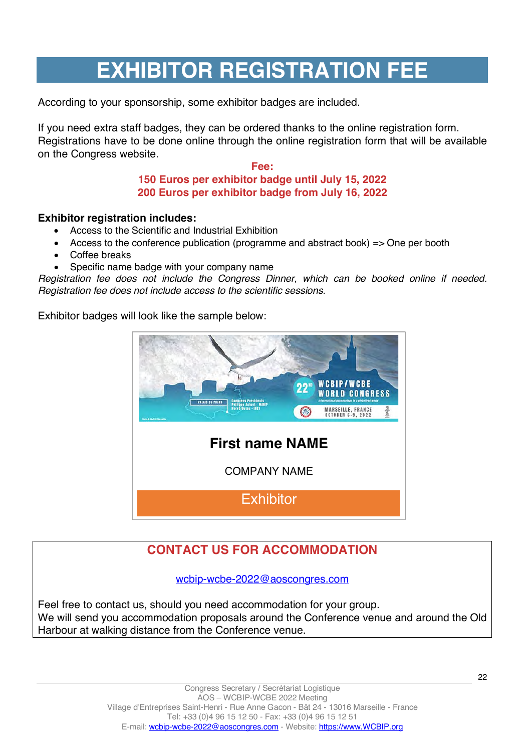# EXHIBITOR REGISTRATION FEE

According to your sponsorship, some exhibitor badges are included.

If you need extra staff badges, they can be ordered thanks to the online registration form. Registrations have to be done online through the online registration form that will be available on the Congress website.

**Fee:**
**150 Euros per exhibitor badge until July 15, 2022**
**200 Euros per exhibitor badge from July 16, 2022**

**Exhibitor registration includes:**

- Access to the Scientific and Industrial Exhibition
- Access to the conference publication (programme and abstract book) => One per booth
- Coffee breaks
- Specific name badge with your company name

*Registration fee does not include the Congress Dinner, which can be booked online if needed. Registration fee does not include access to the scientific sessions.*

Exhibitor badges will look like the sample below:

**First name NAME**

COMPANY NAME

Exhibitor

## CONTACT US FOR ACCOMMODATION

wcbip-wcbe-2022@aoscongres.com

Feel free to contact us, should you need accommodation for your group.
We will send you accommodation proposals around the Conference venue and around the Old Harbour at walking distance from the Conference venue.

Congress Secretary / Secrétariat Logistique
AOS – WCBIP-WCBE 2022 Meeting
Village d'Entreprises Saint-Henri - Rue Anne Gacon - Bât 24 - 13016 Marseille - France
Tel: +33 (0)4 96 15 12 50 - Fax: +33 (0)4 96 15 12 51
E-mail: wcbip-wcbe-2022@aoscongres.com - Website: https://www.WCBIP.org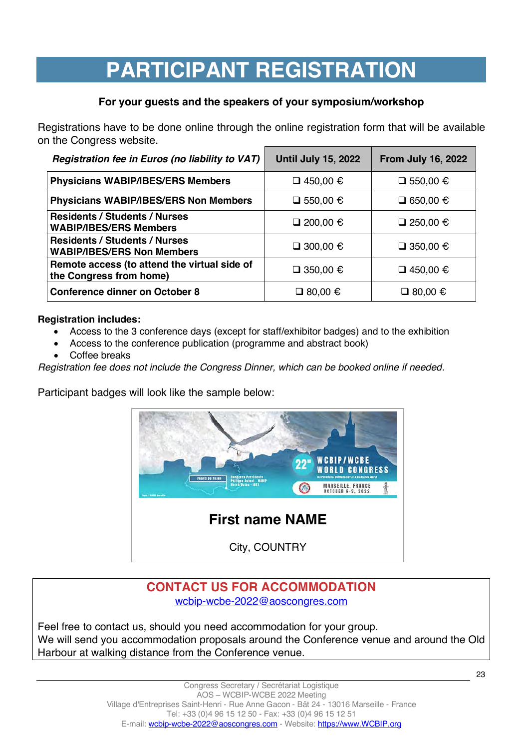# PARTICIPANT REGISTRATION

**For your guests and the speakers of your symposium/workshop**

Registrations have to be done online through the online registration form that will be available on the Congress website.

| ***Registration fee in Euros (no liability to VAT)*** | **Until July 15, 2022** | **From July 16, 2022** |
|---|---|---|
| **Physicians WABIP/IBES/ERS Members** | ❑ 450,00 € | ❑ 550,00 € |
| **Physicians WABIP/IBES/ERS Non Members** | ❑ 550,00 € | ❑ 650,00 € |
| **Residents / Students / Nurses WABIP/IBES/ERS Members** | ❑ 200,00 € | ❑ 250,00 € |
| **Residents / Students / Nurses WABIP/IBES/ERS Non Members** | ❑ 300,00 € | ❑ 350,00 € |
| **Remote access (to attend the virtual side of the Congress from home)** | ❑ 350,00 € | ❑ 450,00 € |
| **Conference dinner on October 8** | ❑ 80,00 € | ❑ 80,00 € |

**Registration includes:**

- Access to the 3 conference days (except for staff/exhibitor badges) and to the exhibition
- Access to the conference publication (programme and abstract book)
- Coffee breaks

*Registration fee does not include the Congress Dinner, which can be booked online if needed.*

Participant badges will look like the sample below:

**First name NAME**

City, COUNTRY

## CONTACT US FOR ACCOMMODATION

wcbip-wcbe-2022@aoscongres.com

Feel free to contact us, should you need accommodation for your group.
We will send you accommodation proposals around the Conference venue and around the Old Harbour at walking distance from the Conference venue.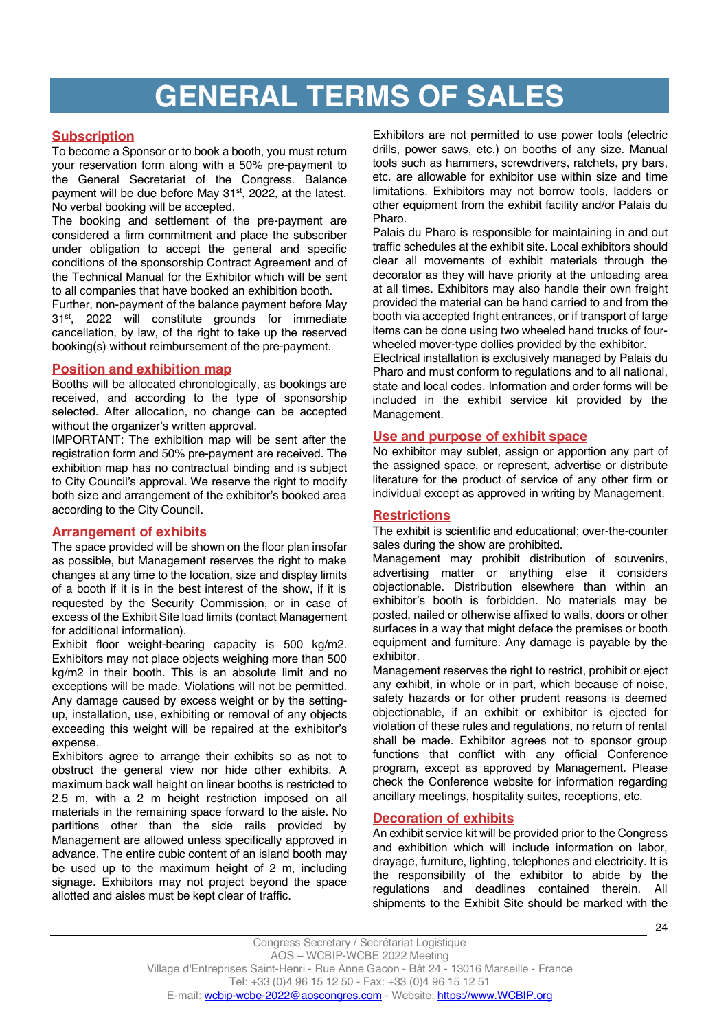# GENERAL TERMS OF SALES

## Subscription

To become a Sponsor or to book a booth, you must return your reservation form along with a 50% pre-payment to the General Secretariat of the Congress. Balance payment will be due before May 31st, 2022, at the latest. No verbal booking will be accepted.

The booking and settlement of the pre-payment are considered a firm commitment and place the subscriber under obligation to accept the general and specific conditions of the sponsorship Contract Agreement and of the Technical Manual for the Exhibitor which will be sent to all companies that have booked an exhibition booth.

Further, non-payment of the balance payment before May 31st, 2022 will constitute grounds for immediate cancellation, by law, of the right to take up the reserved booking(s) without reimbursement of the pre-payment.

## Position and exhibition map

Booths will be allocated chronologically, as bookings are received, and according to the type of sponsorship selected. After allocation, no change can be accepted without the organizer's written approval.

IMPORTANT: The exhibition map will be sent after the registration form and 50% pre-payment are received. The exhibition map has no contractual binding and is subject to City Council's approval. We reserve the right to modify both size and arrangement of the exhibitor's booked area according to the City Council.

## Arrangement of exhibits

The space provided will be shown on the floor plan insofar as possible, but Management reserves the right to make changes at any time to the location, size and display limits of a booth if it is in the best interest of the show, if it is requested by the Security Commission, or in case of excess of the Exhibit Site load limits (contact Management for additional information).

Exhibit floor weight-bearing capacity is 500 kg/m2. Exhibitors may not place objects weighing more than 500 kg/m2 in their booth. This is an absolute limit and no exceptions will be made. Violations will not be permitted. Any damage caused by excess weight or by the setting-up, installation, use, exhibiting or removal of any objects exceeding this weight will be repaired at the exhibitor's expense.

Exhibitors agree to arrange their exhibits so as not to obstruct the general view nor hide other exhibits. A maximum back wall height on linear booths is restricted to 2.5 m, with a 2 m height restriction imposed on all materials in the remaining space forward to the aisle. No partitions other than the side rails provided by Management are allowed unless specifically approved in advance. The entire cubic content of an island booth may be used up to the maximum height of 2 m, including signage. Exhibitors may not project beyond the space allotted and aisles must be kept clear of traffic.

Exhibitors are not permitted to use power tools (electric drills, power saws, etc.) on booths of any size. Manual tools such as hammers, screwdrivers, ratchets, pry bars, etc. are allowable for exhibitor use within size and time limitations. Exhibitors may not borrow tools, ladders or other equipment from the exhibit facility and/or Palais du Pharo.

Palais du Pharo is responsible for maintaining in and out traffic schedules at the exhibit site. Local exhibitors should clear all movements of exhibit materials through the decorator as they will have priority at the unloading area at all times. Exhibitors may also handle their own freight provided the material can be hand carried to and from the booth via accepted fright entrances, or if transport of large items can be done using two wheeled hand trucks of four-wheeled mover-type dollies provided by the exhibitor.

Electrical installation is exclusively managed by Palais du Pharo and must conform to regulations and to all national, state and local codes. Information and order forms will be included in the exhibit service kit provided by the Management.

## Use and purpose of exhibit space

No exhibitor may sublet, assign or apportion any part of the assigned space, or represent, advertise or distribute literature for the product of service of any other firm or individual except as approved in writing by Management.

## Restrictions

The exhibit is scientific and educational; over-the-counter sales during the show are prohibited.

Management may prohibit distribution of souvenirs, advertising matter or anything else it considers objectionable. Distribution elsewhere than within an exhibitor's booth is forbidden. No materials may be posted, nailed or otherwise affixed to walls, doors or other surfaces in a way that might deface the premises or booth equipment and furniture. Any damage is payable by the exhibitor.

Management reserves the right to restrict, prohibit or eject any exhibit, in whole or in part, which because of noise, safety hazards or for other prudent reasons is deemed objectionable, if an exhibit or exhibitor is ejected for violation of these rules and regulations, no return of rental shall be made. Exhibitor agrees not to sponsor group functions that conflict with any official Conference program, except as approved by Management. Please check the Conference website for information regarding ancillary meetings, hospitality suites, receptions, etc.

## Decoration of exhibits

An exhibit service kit will be provided prior to the Congress and exhibition which will include information on labor, drayage, furniture, lighting, telephones and electricity. It is the responsibility of the exhibitor to abide by the regulations and deadlines contained therein. All shipments to the Exhibit Site should be marked with the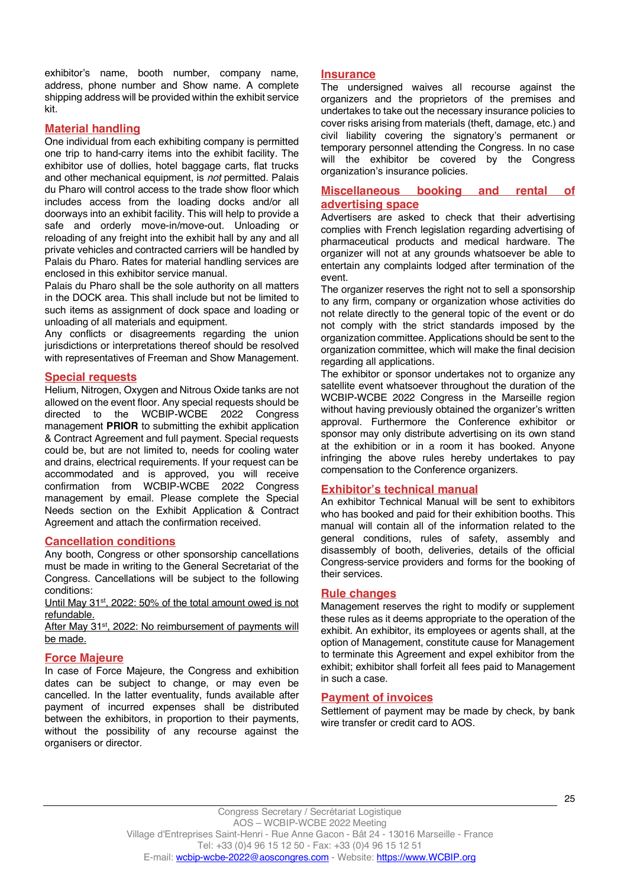exhibitor's name, booth number, company name, address, phone number and Show name. A complete shipping address will be provided within the exhibit service kit.

## Material handling

One individual from each exhibiting company is permitted one trip to hand-carry items into the exhibit facility. The exhibitor use of dollies, hotel baggage carts, flat trucks and other mechanical equipment, is *not* permitted. Palais du Pharo will control access to the trade show floor which includes access from the loading docks and/or all doorways into an exhibit facility. This will help to provide a safe and orderly move-in/move-out. Unloading or reloading of any freight into the exhibit hall by any and all private vehicles and contracted carriers will be handled by Palais du Pharo. Rates for material handling services are enclosed in this exhibitor service manual.

Palais du Pharo shall be the sole authority on all matters in the DOCK area. This shall include but not be limited to such items as assignment of dock space and loading or unloading of all materials and equipment.

Any conflicts or disagreements regarding the union jurisdictions or interpretations thereof should be resolved with representatives of Freeman and Show Management.

## Special requests

Helium, Nitrogen, Oxygen and Nitrous Oxide tanks are not allowed on the event floor. Any special requests should be directed to the WCBIP-WCBE 2022 Congress management **PRIOR** to submitting the exhibit application & Contract Agreement and full payment. Special requests could be, but are not limited to, needs for cooling water and drains, electrical requirements. If your request can be accommodated and is approved, you will receive confirmation from WCBIP-WCBE 2022 Congress management by email. Please complete the Special Needs section on the Exhibit Application & Contract Agreement and attach the confirmation received.

## Cancellation conditions

Any booth, Congress or other sponsorship cancellations must be made in writing to the General Secretariat of the Congress. Cancellations will be subject to the following conditions:

Until May 31st, 2022: 50% of the total amount owed is not refundable.

After May 31st, 2022: No reimbursement of payments will be made.

## Force Majeure

In case of Force Majeure, the Congress and exhibition dates can be subject to change, or may even be cancelled. In the latter eventuality, funds available after payment of incurred expenses shall be distributed between the exhibitors, in proportion to their payments, without the possibility of any recourse against the organisers or director.

## Insurance

The undersigned waives all recourse against the organizers and the proprietors of the premises and undertakes to take out the necessary insurance policies to cover risks arising from materials (theft, damage, etc.) and civil liability covering the signatory's permanent or temporary personnel attending the Congress. In no case will the exhibitor be covered by the Congress organization's insurance policies.

## Miscellaneous booking and rental of advertising space

Advertisers are asked to check that their advertising complies with French legislation regarding advertising of pharmaceutical products and medical hardware. The organizer will not at any grounds whatsoever be able to entertain any complaints lodged after termination of the event.

The organizer reserves the right not to sell a sponsorship to any firm, company or organization whose activities do not relate directly to the general topic of the event or do not comply with the strict standards imposed by the organization committee. Applications should be sent to the organization committee, which will make the final decision regarding all applications.

The exhibitor or sponsor undertakes not to organize any satellite event whatsoever throughout the duration of the WCBIP-WCBE 2022 Congress in the Marseille region without having previously obtained the organizer's written approval. Furthermore the Conference exhibitor or sponsor may only distribute advertising on its own stand at the exhibition or in a room it has booked. Anyone infringing the above rules hereby undertakes to pay compensation to the Conference organizers.

## Exhibitor's technical manual

An exhibitor Technical Manual will be sent to exhibitors who has booked and paid for their exhibition booths. This manual will contain all of the information related to the general conditions, rules of safety, assembly and disassembly of booth, deliveries, details of the official Congress-service providers and forms for the booking of their services.

## Rule changes

Management reserves the right to modify or supplement these rules as it deems appropriate to the operation of the exhibit. An exhibitor, its employees or agents shall, at the option of Management, constitute cause for Management to terminate this Agreement and expel exhibitor from the exhibit; exhibitor shall forfeit all fees paid to Management in such a case.

## Payment of invoices

Settlement of payment may be made by check, by bank wire transfer or credit card to AOS.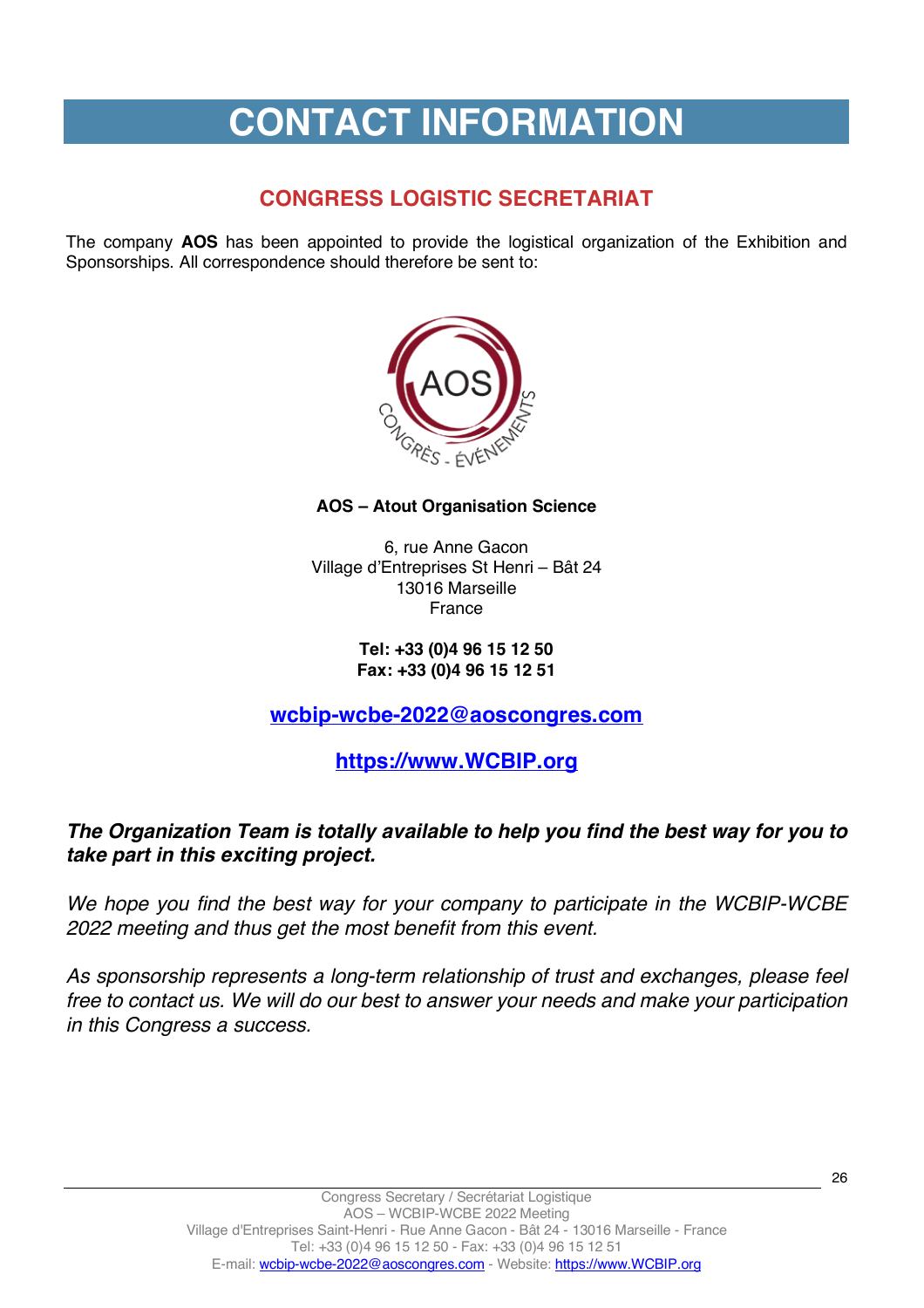# CONTACT INFORMATION

## CONGRESS LOGISTIC SECRETARIAT

The company **AOS** has been appointed to provide the logistical organization of the Exhibition and Sponsorships. All correspondence should therefore be sent to:

**AOS – Atout Organisation Science**

6, rue Anne Gacon
Village d'Entreprises St Henri – Bât 24
13016 Marseille
France

**Tel: +33 (0)4 96 15 12 50**
**Fax: +33 (0)4 96 15 12 51**

**wcbip-wcbe-2022@aoscongres.com**

**https://www.WCBIP.org**

***The Organization Team is totally available to help you find the best way for you to take part in this exciting project.***

*We hope you find the best way for your company to participate in the WCBIP-WCBE 2022 meeting and thus get the most benefit from this event.*

*As sponsorship represents a long-term relationship of trust and exchanges, please feel free to contact us. We will do our best to answer your needs and make your participation in this Congress a success.*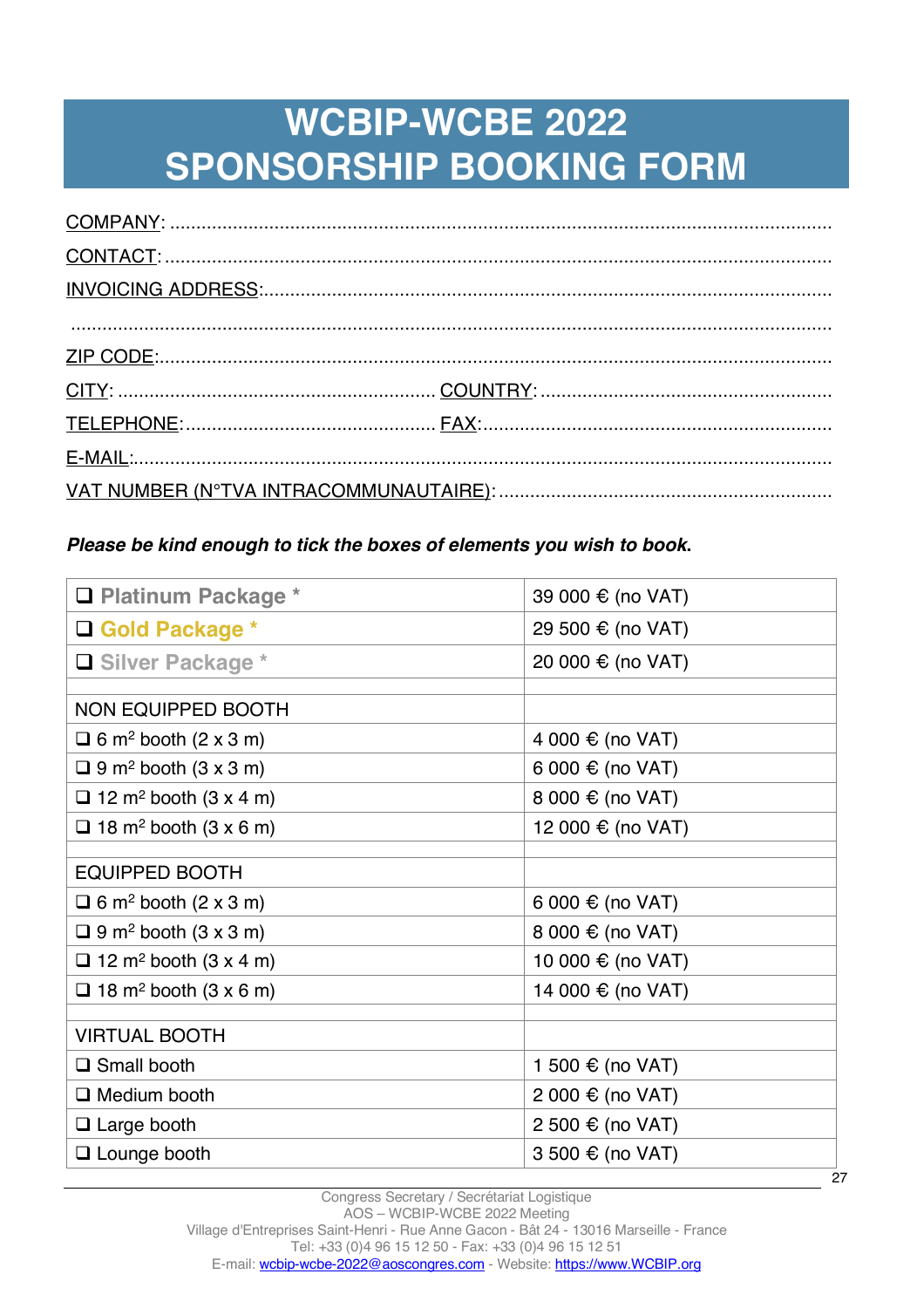# WCBIP-WCBE 2022
# SPONSORSHIP BOOKING FORM

COMPANY: ..............................................................................................................

CONTACT: ..............................................................................................................

INVOICING ADDRESS: ..............................................................................................

..............................................................................................................................

ZIP CODE: ..............................................................................................................

CITY: ............................................................ COUNTRY: ...........................................

TELEPHONE: ............................................... FAX: .....................................................

E-MAIL: ....................................................................................................................

VAT NUMBER (N°TVA INTRACOMMUNAUTAIRE): ..................................................

***Please be kind enough to tick the boxes of elements you wish to book.***

| | |
|---|---|
| ❑ **Platinum Package** * | 39 000 € (no VAT) |
| ❑ **Gold Package** * | 29 500 € (no VAT) |
| ❑ **Silver Package** * | 20 000 € (no VAT) |
| | |
| NON EQUIPPED BOOTH | |
| ❑ 6 m² booth (2 x 3 m) | 4 000 € (no VAT) |
| ❑ 9 m² booth (3 x 3 m) | 6 000 € (no VAT) |
| ❑ 12 m² booth (3 x 4 m) | 8 000 € (no VAT) |
| ❑ 18 m² booth (3 x 6 m) | 12 000 € (no VAT) |
| | |
| EQUIPPED BOOTH | |
| ❑ 6 m² booth (2 x 3 m) | 6 000 € (no VAT) |
| ❑ 9 m² booth (3 x 3 m) | 8 000 € (no VAT) |
| ❑ 12 m² booth (3 x 4 m) | 10 000 € (no VAT) |
| ❑ 18 m² booth (3 x 6 m) | 14 000 € (no VAT) |
| | |
| VIRTUAL BOOTH | |
| ❑ Small booth | 1 500 € (no VAT) |
| ❑ Medium booth | 2 000 € (no VAT) |
| ❑ Large booth | 2 500 € (no VAT) |
| ❑ Lounge booth | 3 500 € (no VAT) |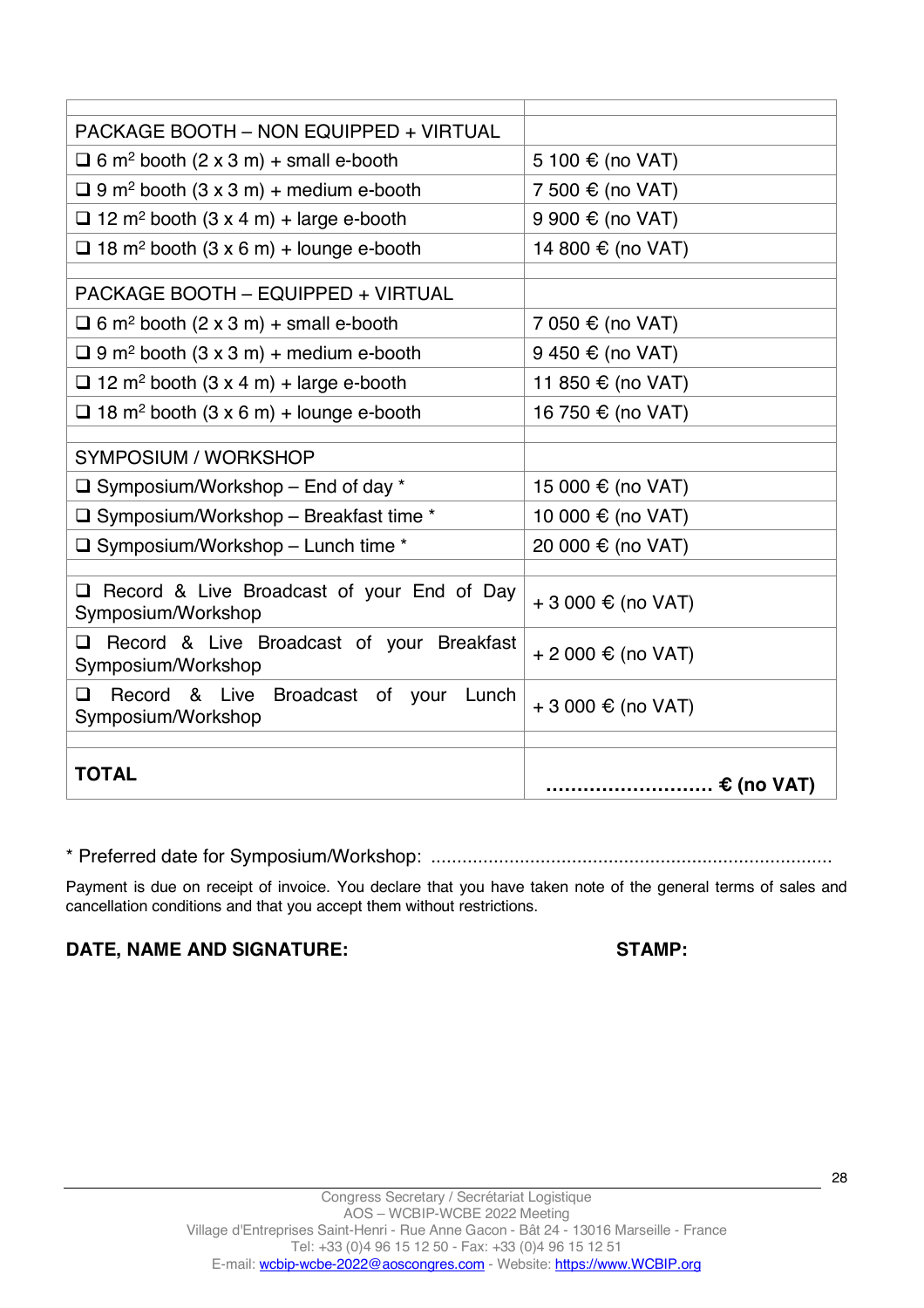| | |
|---|---|
| PACKAGE BOOTH – NON EQUIPPED + VIRTUAL | |
| ❑ 6 m² booth (2 x 3 m) + small e-booth | 5 100 € (no VAT) |
| ❑ 9 m² booth (3 x 3 m) + medium e-booth | 7 500 € (no VAT) |
| ❑ 12 m² booth (3 x 4 m) + large e-booth | 9 900 € (no VAT) |
| ❑ 18 m² booth (3 x 6 m) + lounge e-booth | 14 800 € (no VAT) |
| | |
| PACKAGE BOOTH – EQUIPPED + VIRTUAL | |
| ❑ 6 m² booth (2 x 3 m) + small e-booth | 7 050 € (no VAT) |
| ❑ 9 m² booth (3 x 3 m) + medium e-booth | 9 450 € (no VAT) |
| ❑ 12 m² booth (3 x 4 m) + large e-booth | 11 850 € (no VAT) |
| ❑ 18 m² booth (3 x 6 m) + lounge e-booth | 16 750 € (no VAT) |
| | |
| SYMPOSIUM / WORKSHOP | |
| ❑ Symposium/Workshop – End of day * | 15 000 € (no VAT) |
| ❑ Symposium/Workshop – Breakfast time * | 10 000 € (no VAT) |
| ❑ Symposium/Workshop – Lunch time * | 20 000 € (no VAT) |
| | |
| ❑ Record & Live Broadcast of your End of Day Symposium/Workshop | + 3 000 € (no VAT) |
| ❑ Record & Live Broadcast of your Breakfast Symposium/Workshop | + 2 000 € (no VAT) |
| ❑ Record & Live Broadcast of your Lunch Symposium/Workshop | + 3 000 € (no VAT) |
| | |
| **TOTAL** | **……………………… € (no VAT)** |

* Preferred date for Symposium/Workshop: ……………………………………………………………………

Payment is due on receipt of invoice. You declare that you have taken note of the general terms of sales and cancellation conditions and that you accept them without restrictions.

**DATE, NAME AND SIGNATURE:** **STAMP:**

Congress Secretary / Secrétariat Logistique
AOS – WCBIP-WCBE 2022 Meeting
Village d'Entreprises Saint-Henri - Rue Anne Gacon - Bât 24 - 13016 Marseille - France
Tel: +33 (0)4 96 15 12 50 - Fax: +33 (0)4 96 15 12 51
E-mail: wcbip-wcbe-2022@aoscongres.com - Website: https://www.WCBIP.org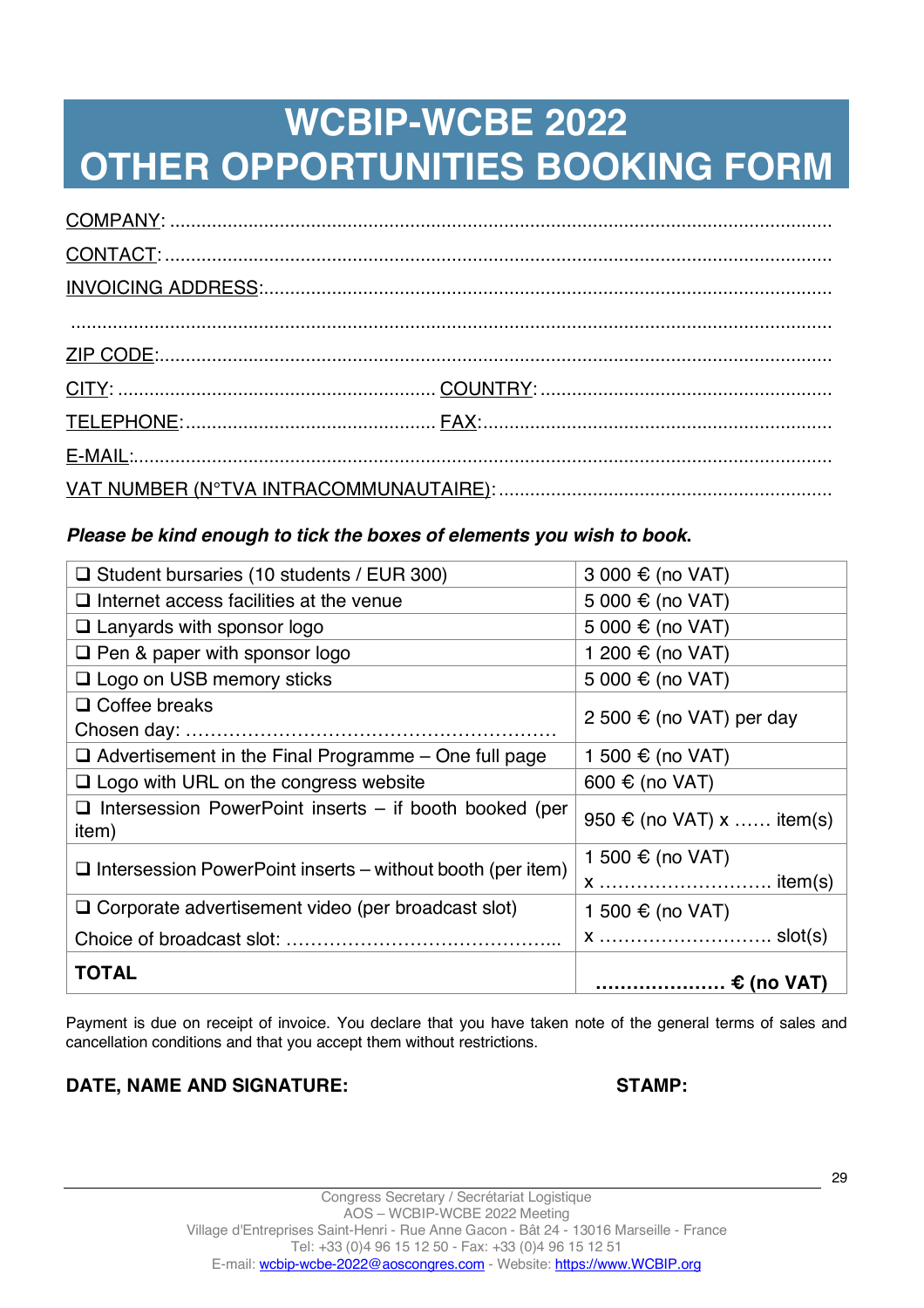# WCBIP-WCBE 2022
# OTHER OPPORTUNITIES BOOKING FORM

COMPANY: ..........................................................................................................................

CONTACT: ..........................................................................................................................

INVOICING ADDRESS:...........................................................................................................

..........................................................................................................................................

ZIP CODE:...........................................................................................................................

CITY: ........................................................ COUNTRY: ......................................................

TELEPHONE:............................................... FAX:..................................................................

E-MAIL:...............................................................................................................................

VAT NUMBER (N°TVA INTRACOMMUNAUTAIRE):................................................................

***Please be kind enough to tick the boxes of elements you wish to book.***

| | |
|---|---|
| ❑ Student bursaries (10 students / EUR 300) | 3 000 € (no VAT) |
| ❑ Internet access facilities at the venue | 5 000 € (no VAT) |
| ❑ Lanyards with sponsor logo | 5 000 € (no VAT) |
| ❑ Pen & paper with sponsor logo | 1 200 € (no VAT) |
| ❑ Logo on USB memory sticks | 5 000 € (no VAT) |
| ❑ Coffee breaks<br>Chosen day: ......................................................... | 2 500 € (no VAT) per day |
| ❑ Advertisement in the Final Programme – One full page | 1 500 € (no VAT) |
| ❑ Logo with URL on the congress website | 600 € (no VAT) |
| ❑ Intersession PowerPoint inserts – if booth booked (per item) | 950 € (no VAT) x ...... item(s) |
| ❑ Intersession PowerPoint inserts – without booth (per item) | 1 500 € (no VAT)<br>x ........................... item(s) |
| ❑ Corporate advertisement video (per broadcast slot)<br>Choice of broadcast slot: .......................................... | 1 500 € (no VAT)<br>x ........................... slot(s) |
| **TOTAL** | **.................... € (no VAT)** |

Payment is due on receipt of invoice. You declare that you have taken note of the general terms of sales and cancellation conditions and that you accept them without restrictions.

**DATE, NAME AND SIGNATURE:** **STAMP:**

Congress Secretary / Secrétariat Logistique
AOS – WCBIP-WCBE 2022 Meeting
Village d'Entreprises Saint-Henri - Rue Anne Gacon - Bât 24 - 13016 Marseille - France
Tel: +33 (0)4 96 15 12 50 - Fax: +33 (0)4 96 15 12 51
E-mail: wcbip-wcbe-2022@aoscongres.com - Website: https://www.WCBIP.org